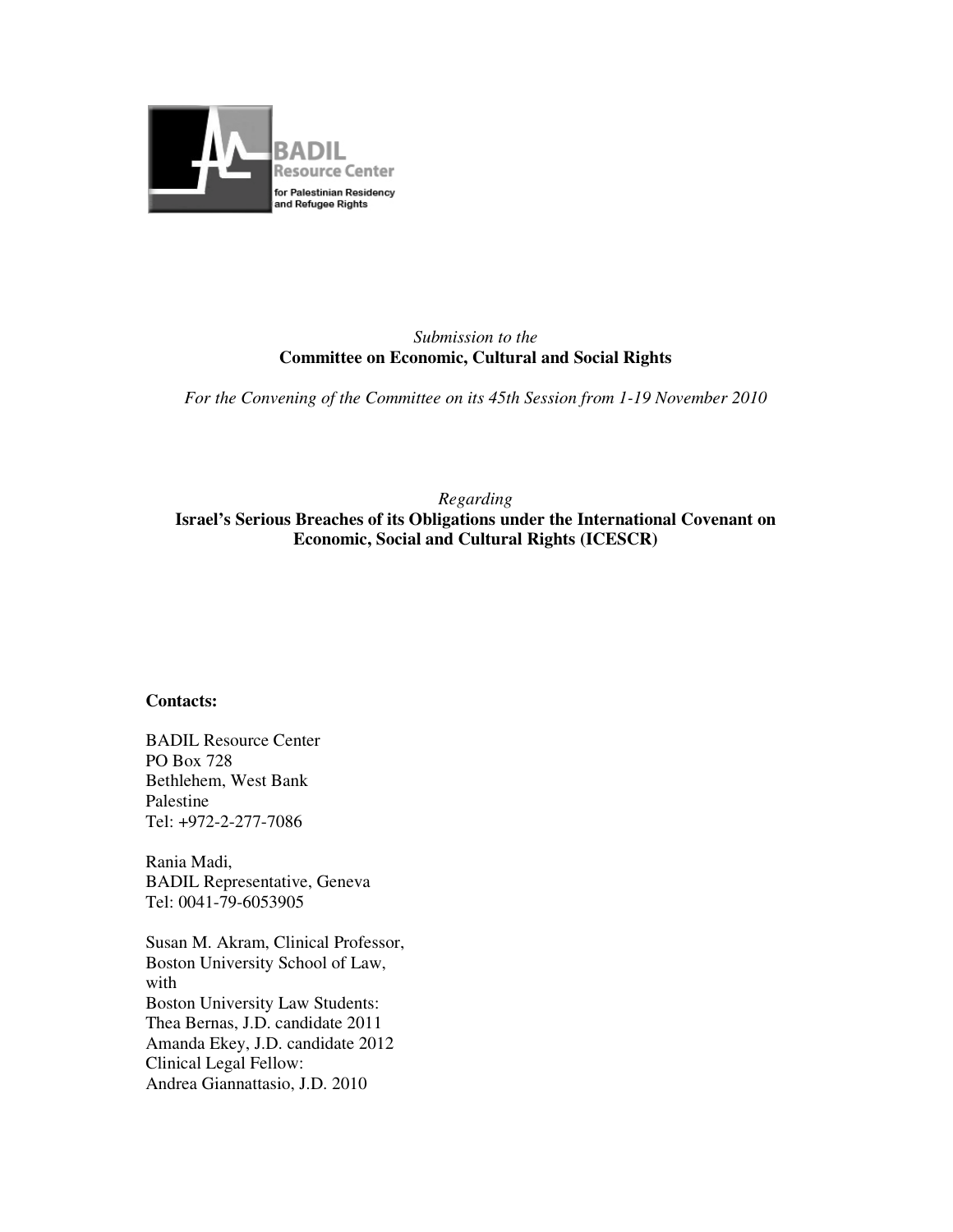BADIL Resource Center
for Palestinian Residency and Refugee Rights

*Submission to the*
**Committee on Economic, Cultural and Social Rights**

*For the Convening of the Committee on its 45th Session from 1-19 November 2010*

*Regarding*
**Israel's Serious Breaches of its Obligations under the International Covenant on Economic, Social and Cultural Rights (ICESCR)**

**Contacts:**

BADIL Resource Center
PO Box 728
Bethlehem, West Bank
Palestine
Tel: +972-2-277-7086

Rania Madi,
BADIL Representative, Geneva
Tel: 0041-79-6053905

Susan M. Akram, Clinical Professor,
Boston University School of Law,
with
Boston University Law Students:
Thea Bernas, J.D. candidate 2011
Amanda Ekey, J.D. candidate 2012
Clinical Legal Fellow:
Andrea Giannattasio, J.D. 2010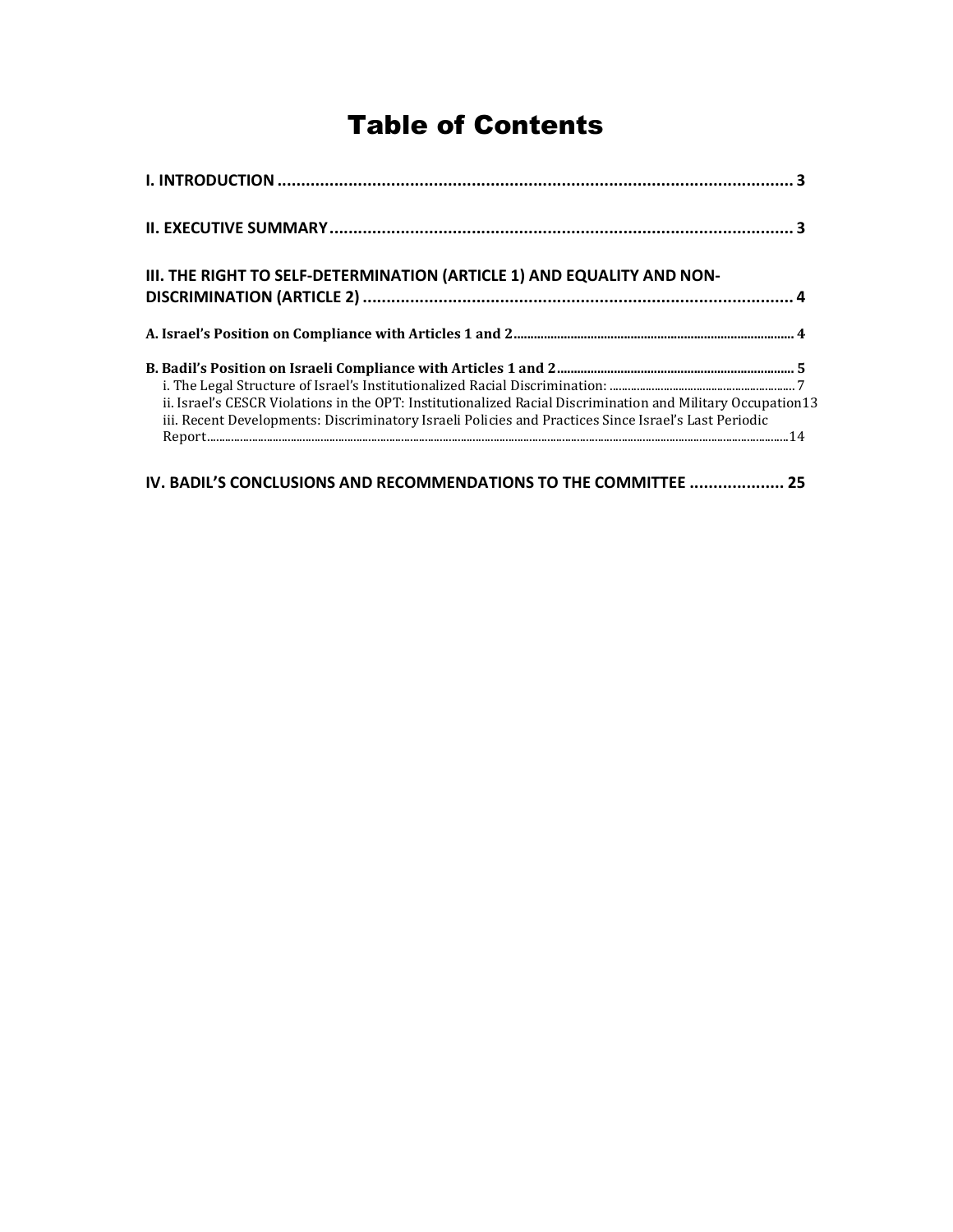# Table of Contents

**I. INTRODUCTION** ............................................................................................................ **3**

**II. EXECUTIVE SUMMARY** ................................................................................................ **3**

**III. THE RIGHT TO SELF-DETERMINATION (ARTICLE 1) AND EQUALITY AND NON-DISCRIMINATION (ARTICLE 2)** ............................................................................................ **4**

**A. Israel's Position on Compliance with Articles 1 and 2** .................................................................................... **4**

**B. Badil's Position on Israeli Compliance with Articles 1 and 2** .............................................................................. **5**

- i. The Legal Structure of Israel's Institutionalized Racial Discrimination: ............................................................ 7
- ii. Israel's CESCR Violations in the OPT: Institutionalized Racial Discrimination and Military Occupation 13
- iii. Recent Developments: Discriminatory Israeli Policies and Practices Since Israel's Last Periodic Report............................................................................................................................................... 14

**IV. BADIL'S CONCLUSIONS AND RECOMMENDATIONS TO THE COMMITTEE** ................... **25**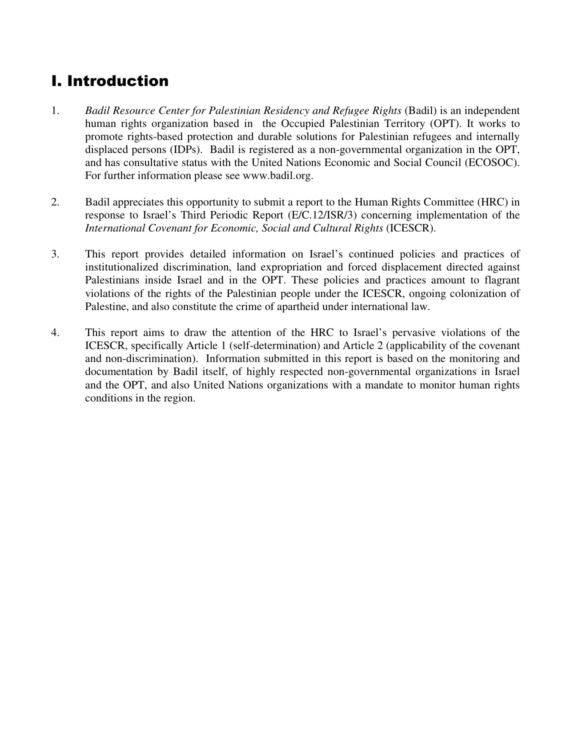# I. Introduction

1. *Badil Resource Center for Palestinian Residency and Refugee Rights* (Badil) is an independent human rights organization based in the Occupied Palestinian Territory (OPT). It works to promote rights-based protection and durable solutions for Palestinian refugees and internally displaced persons (IDPs). Badil is registered as a non-governmental organization in the OPT, and has consultative status with the United Nations Economic and Social Council (ECOSOC). For further information please see www.badil.org.

2. Badil appreciates this opportunity to submit a report to the Human Rights Committee (HRC) in response to Israel's Third Periodic Report (E/C.12/ISR/3) concerning implementation of the *International Covenant for Economic, Social and Cultural Rights* (ICESCR).

3. This report provides detailed information on Israel's continued policies and practices of institutionalized discrimination, land expropriation and forced displacement directed against Palestinians inside Israel and in the OPT. These policies and practices amount to flagrant violations of the rights of the Palestinian people under the ICESCR, ongoing colonization of Palestine, and also constitute the crime of apartheid under international law.

4. This report aims to draw the attention of the HRC to Israel's pervasive violations of the ICESCR, specifically Article 1 (self-determination) and Article 2 (applicability of the covenant and non-discrimination). Information submitted in this report is based on the monitoring and documentation by Badil itself, of highly respected non-governmental organizations in Israel and the OPT, and also United Nations organizations with a mandate to monitor human rights conditions in the region.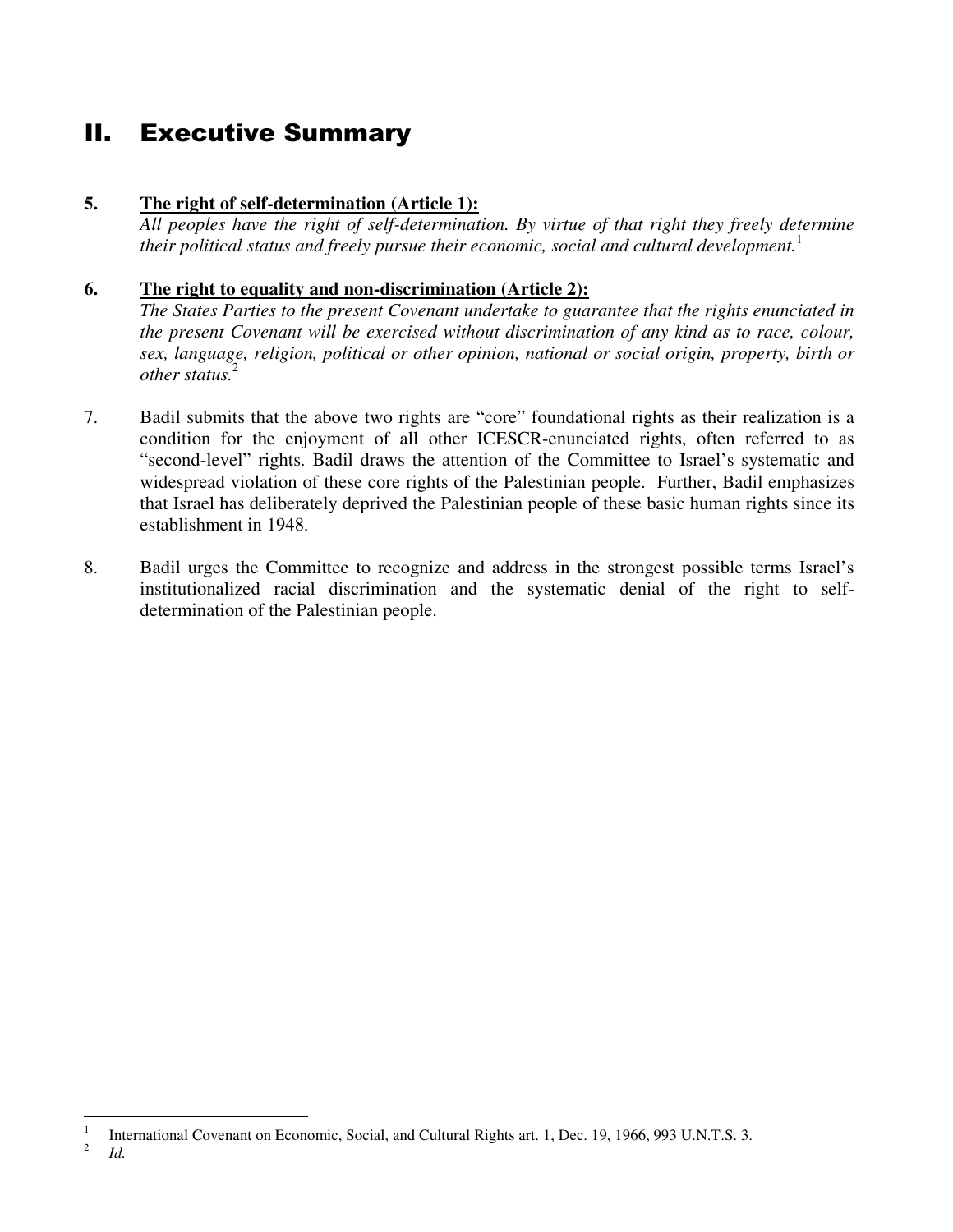## II. Executive Summary

**5. <u>The right of self-determination (Article 1):</u>**
*All peoples have the right of self-determination. By virtue of that right they freely determine their political status and freely pursue their economic, social and cultural development.*[1]

**6. <u>The right to equality and non-discrimination (Article 2):</u>**
*The States Parties to the present Covenant undertake to guarantee that the rights enunciated in the present Covenant will be exercised without discrimination of any kind as to race, colour, sex, language, religion, political or other opinion, national or social origin, property, birth or other status.*[2]

7. Badil submits that the above two rights are "core" foundational rights as their realization is a condition for the enjoyment of all other ICESCR-enunciated rights, often referred to as "second-level" rights. Badil draws the attention of the Committee to Israel's systematic and widespread violation of these core rights of the Palestinian people. Further, Badil emphasizes that Israel has deliberately deprived the Palestinian people of these basic human rights since its establishment in 1948.

8. Badil urges the Committee to recognize and address in the strongest possible terms Israel's institutionalized racial discrimination and the systematic denial of the right to self-determination of the Palestinian people.

---

[1] International Covenant on Economic, Social, and Cultural Rights art. 1, Dec. 19, 1966, 993 U.N.T.S. 3.

[2] *Id.*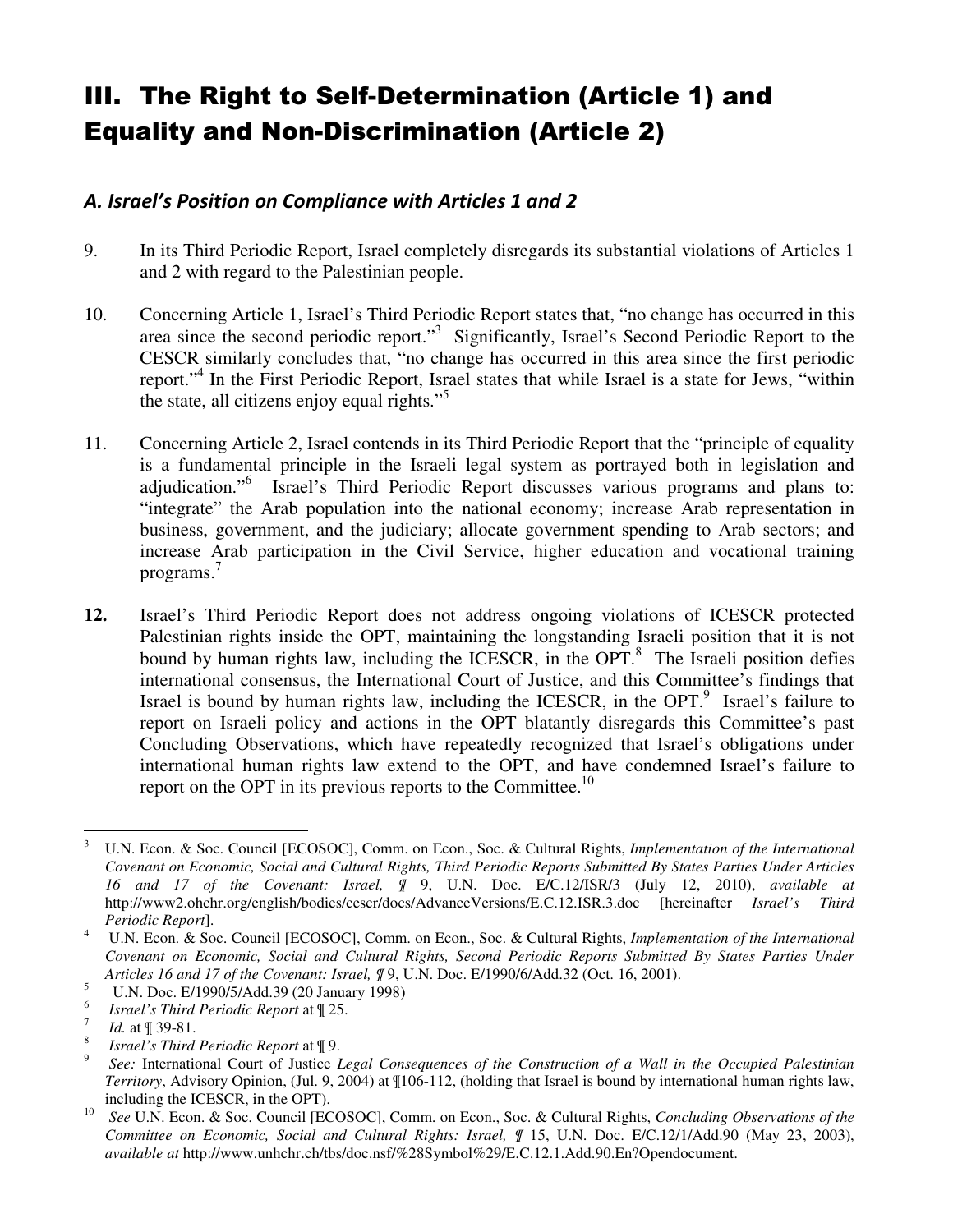# III. The Right to Self-Determination (Article 1) and Equality and Non-Discrimination (Article 2)

### *A. Israel's Position on Compliance with Articles 1 and 2*

9. In its Third Periodic Report, Israel completely disregards its substantial violations of Articles 1 and 2 with regard to the Palestinian people.

10. Concerning Article 1, Israel's Third Periodic Report states that, "no change has occurred in this area since the second periodic report."[3] Significantly, Israel's Second Periodic Report to the CESCR similarly concludes that, "no change has occurred in this area since the first periodic report."[4] In the First Periodic Report, Israel states that while Israel is a state for Jews, "within the state, all citizens enjoy equal rights."[5]

11. Concerning Article 2, Israel contends in its Third Periodic Report that the "principle of equality is a fundamental principle in the Israeli legal system as portrayed both in legislation and adjudication."[6] Israel's Third Periodic Report discusses various programs and plans to: "integrate" the Arab population into the national economy; increase Arab representation in business, government, and the judiciary; allocate government spending to Arab sectors; and increase Arab participation in the Civil Service, higher education and vocational training programs.[7]

**12.** Israel's Third Periodic Report does not address ongoing violations of ICESCR protected Palestinian rights inside the OPT, maintaining the longstanding Israeli position that it is not bound by human rights law, including the ICESCR, in the OPT.[8] The Israeli position defies international consensus, the International Court of Justice, and this Committee's findings that Israel is bound by human rights law, including the ICESCR, in the OPT.[9] Israel's failure to report on Israeli policy and actions in the OPT blatantly disregards this Committee's past Concluding Observations, which have repeatedly recognized that Israel's obligations under international human rights law extend to the OPT, and have condemned Israel's failure to report on the OPT in its previous reports to the Committee.[10]

---

[3] U.N. Econ. & Soc. Council [ECOSOC], Comm. on Econ., Soc. & Cultural Rights, *Implementation of the International Covenant on Economic, Social and Cultural Rights, Third Periodic Reports Submitted By States Parties Under Articles 16 and 17 of the Covenant: Israel, ¶* 9, U.N. Doc. E/C.12/ISR/3 (July 12, 2010), *available at* http://www2.ohchr.org/english/bodies/cescr/docs/AdvanceVersions/E.C.12.ISR.3.doc [hereinafter *Israel's Third Periodic Report*].

[4] U.N. Econ. & Soc. Council [ECOSOC], Comm. on Econ., Soc. & Cultural Rights, *Implementation of the International Covenant on Economic, Social and Cultural Rights, Second Periodic Reports Submitted By States Parties Under Articles 16 and 17 of the Covenant: Israel, ¶* 9, U.N. Doc. E/1990/6/Add.32 (Oct. 16, 2001).

[5] U.N. Doc. E/1990/5/Add.39 (20 January 1998)

[6] *Israel's Third Periodic Report* at ¶ 25.

[7] *Id.* at ¶ 39-81.

[8] *Israel's Third Periodic Report* at ¶ 9.

[9] *See:* International Court of Justice *Legal Consequences of the Construction of a Wall in the Occupied Palestinian Territory*, Advisory Opinion, (Jul. 9, 2004) at ¶106-112, (holding that Israel is bound by international human rights law, including the ICESCR, in the OPT).

[10] *See* U.N. Econ. & Soc. Council [ECOSOC], Comm. on Econ., Soc. & Cultural Rights, *Concluding Observations of the Committee on Economic, Social and Cultural Rights: Israel, ¶* 15, U.N. Doc. E/C.12/1/Add.90 (May 23, 2003), *available at* http://www.unhchr.ch/tbs/doc.nsf/%28Symbol%29/E.C.12.1.Add.90.En?Opendocument.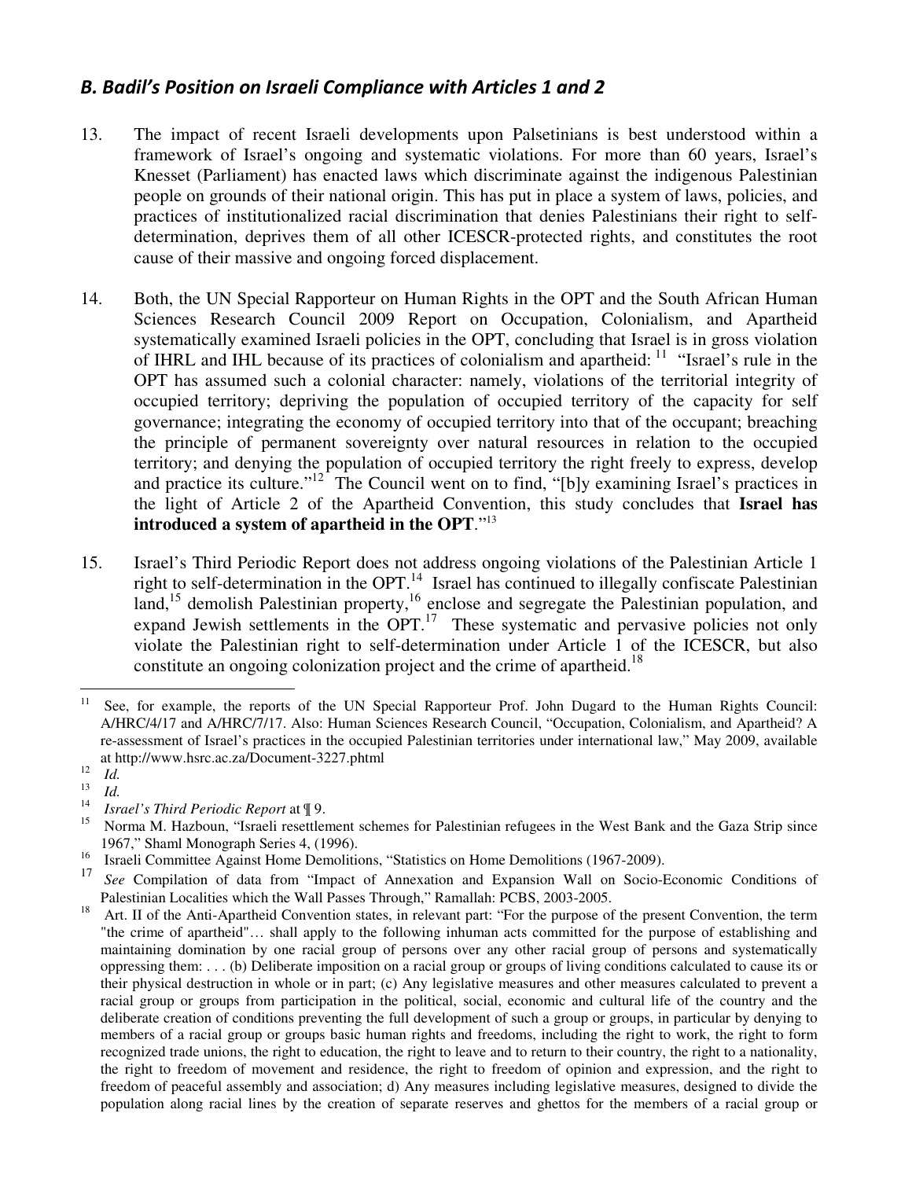## *B. Badil's Position on Israeli Compliance with Articles 1 and 2*

13. The impact of recent Israeli developments upon Palsetinians is best understood within a framework of Israel's ongoing and systematic violations. For more than 60 years, Israel's Knesset (Parliament) has enacted laws which discriminate against the indigenous Palestinian people on grounds of their national origin. This has put in place a system of laws, policies, and practices of institutionalized racial discrimination that denies Palestinians their right to self-determination, deprives them of all other ICESCR-protected rights, and constitutes the root cause of their massive and ongoing forced displacement.

14. Both, the UN Special Rapporteur on Human Rights in the OPT and the South African Human Sciences Research Council 2009 Report on Occupation, Colonialism, and Apartheid systematically examined Israeli policies in the OPT, concluding that Israel is in gross violation of IHRL and IHL because of its practices of colonialism and apartheid: [11] "Israel's rule in the OPT has assumed such a colonial character: namely, violations of the territorial integrity of occupied territory; depriving the population of occupied territory of the capacity for self governance; integrating the economy of occupied territory into that of the occupant; breaching the principle of permanent sovereignty over natural resources in relation to the occupied territory; and denying the population of occupied territory the right freely to express, develop and practice its culture."[12] The Council went on to find, "[b]y examining Israel's practices in the light of Article 2 of the Apartheid Convention, this study concludes that **Israel has introduced a system of apartheid in the OPT**."[13]

15. Israel's Third Periodic Report does not address ongoing violations of the Palestinian Article 1 right to self-determination in the OPT.[14] Israel has continued to illegally confiscate Palestinian land,[15] demolish Palestinian property,[16] enclose and segregate the Palestinian population, and expand Jewish settlements in the OPT.[17] These systematic and pervasive policies not only violate the Palestinian right to self-determination under Article 1 of the ICESCR, but also constitute an ongoing colonization project and the crime of apartheid.[18]

---

[11] See, for example, the reports of the UN Special Rapporteur Prof. John Dugard to the Human Rights Council: A/HRC/4/17 and A/HRC/7/17. Also: Human Sciences Research Council, "Occupation, Colonialism, and Apartheid? A re-assessment of Israel's practices in the occupied Palestinian territories under international law," May 2009, available at http://www.hsrc.ac.za/Document-3227.phtml

[12] *Id.*

[13] *Id.*

[14] *Israel's Third Periodic Report* at ¶ 9.

[15] Norma M. Hazboun, "Israeli resettlement schemes for Palestinian refugees in the West Bank and the Gaza Strip since 1967," Shaml Monograph Series 4, (1996).

[16] Israeli Committee Against Home Demolitions, "Statistics on Home Demolitions (1967-2009).

[17] *See* Compilation of data from "Impact of Annexation and Expansion Wall on Socio-Economic Conditions of Palestinian Localities which the Wall Passes Through," Ramallah: PCBS, 2003-2005.

[18] Art. II of the Anti-Apartheid Convention states, in relevant part: "For the purpose of the present Convention, the term "the crime of apartheid"… shall apply to the following inhuman acts committed for the purpose of establishing and maintaining domination by one racial group of persons over any other racial group of persons and systematically oppressing them: . . . (b) Deliberate imposition on a racial group or groups of living conditions calculated to cause its or their physical destruction in whole or in part; (c) Any legislative measures and other measures calculated to prevent a racial group or groups from participation in the political, social, economic and cultural life of the country and the deliberate creation of conditions preventing the full development of such a group or groups, in particular by denying to members of a racial group or groups basic human rights and freedoms, including the right to work, the right to form recognized trade unions, the right to education, the right to leave and to return to their country, the right to a nationality, the right to freedom of movement and residence, the right to freedom of opinion and expression, and the right to freedom of peaceful assembly and association; d) Any measures including legislative measures, designed to divide the population along racial lines by the creation of separate reserves and ghettos for the members of a racial group or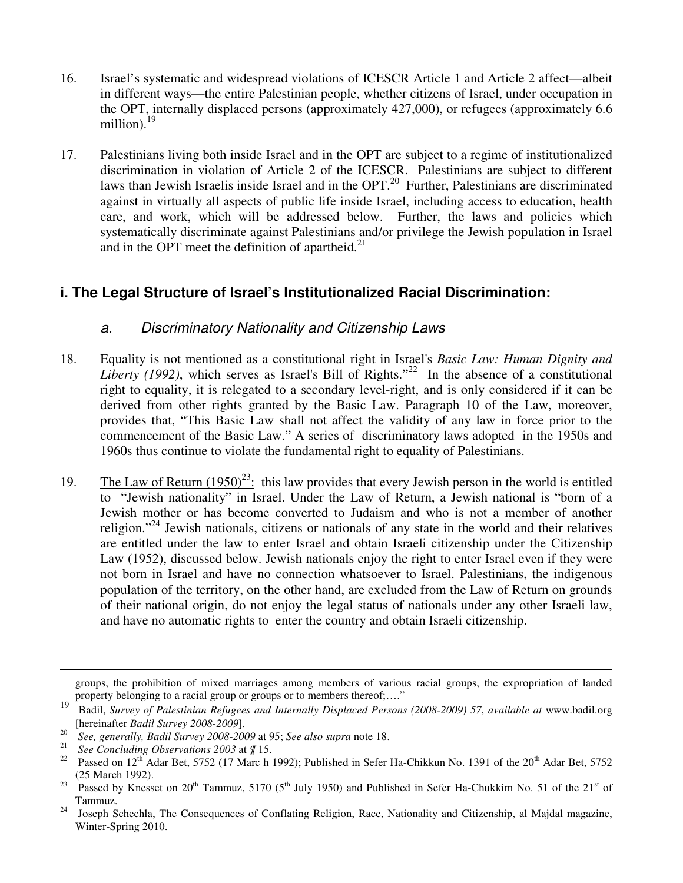16. Israel's systematic and widespread violations of ICESCR Article 1 and Article 2 affect—albeit in different ways—the entire Palestinian people, whether citizens of Israel, under occupation in the OPT, internally displaced persons (approximately 427,000), or refugees (approximately 6.6 million).[19]

17. Palestinians living both inside Israel and in the OPT are subject to a regime of institutionalized discrimination in violation of Article 2 of the ICESCR. Palestinians are subject to different laws than Jewish Israelis inside Israel and in the OPT.[20] Further, Palestinians are discriminated against in virtually all aspects of public life inside Israel, including access to education, health care, and work, which will be addressed below. Further, the laws and policies which systematically discriminate against Palestinians and/or privilege the Jewish population in Israel and in the OPT meet the definition of apartheid.[21]

## i. The Legal Structure of Israel's Institutionalized Racial Discrimination:

### *a. Discriminatory Nationality and Citizenship Laws*

18. Equality is not mentioned as a constitutional right in Israel's *Basic Law: Human Dignity and Liberty (1992)*, which serves as Israel's Bill of Rights."[22] In the absence of a constitutional right to equality, it is relegated to a secondary level-right, and is only considered if it can be derived from other rights granted by the Basic Law. Paragraph 10 of the Law, moreover, provides that, "This Basic Law shall not affect the validity of any law in force prior to the commencement of the Basic Law." A series of discriminatory laws adopted in the 1950s and 1960s thus continue to violate the fundamental right to equality of Palestinians.

19. The Law of Return (1950)[23]: this law provides that every Jewish person in the world is entitled to "Jewish nationality" in Israel. Under the Law of Return, a Jewish national is "born of a Jewish mother or has become converted to Judaism and who is not a member of another religion."[24] Jewish nationals, citizens or nationals of any state in the world and their relatives are entitled under the law to enter Israel and obtain Israeli citizenship under the Citizenship Law (1952), discussed below. Jewish nationals enjoy the right to enter Israel even if they were not born in Israel and have no connection whatsoever to Israel. Palestinians, the indigenous population of the territory, on the other hand, are excluded from the Law of Return on grounds of their national origin, do not enjoy the legal status of nationals under any other Israeli law, and have no automatic rights to enter the country and obtain Israeli citizenship.

---

groups, the prohibition of mixed marriages among members of various racial groups, the expropriation of landed property belonging to a racial group or groups or to members thereof;…."

[19] Badil, *Survey of Palestinian Refugees and Internally Displaced Persons (2008-2009) 57*, *available at* www.badil.org [hereinafter *Badil Survey 2008-2009*].

[20] *See, generally, Badil Survey 2008-2009* at 95; *See also supra* note 18.

[21] *See Concluding Observations 2003* at ¶ 15.

[22] Passed on 12th Adar Bet, 5752 (17 Marc h 1992); Published in Sefer Ha-Chikkun No. 1391 of the 20th Adar Bet, 5752 (25 March 1992).

[23] Passed by Knesset on 20th Tammuz, 5170 (5th July 1950) and Published in Sefer Ha-Chukkim No. 51 of the 21st of Tammuz.

[24] Joseph Schechla, The Consequences of Conflating Religion, Race, Nationality and Citizenship, al Majdal magazine, Winter-Spring 2010.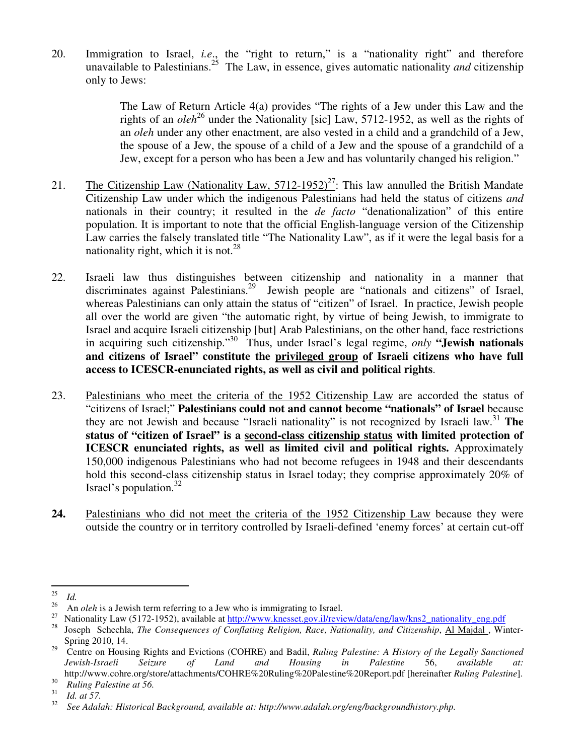20. Immigration to Israel, *i.e.*, the "right to return," is a "nationality right" and therefore unavailable to Palestinians.[25] The Law, in essence, gives automatic nationality *and* citizenship only to Jews:

> The Law of Return Article 4(a) provides "The rights of a Jew under this Law and the rights of an *oleh*[26] under the Nationality [sic] Law, 5712-1952, as well as the rights of an *oleh* under any other enactment, are also vested in a child and a grandchild of a Jew, the spouse of a Jew, the spouse of a child of a Jew and the spouse of a grandchild of a Jew, except for a person who has been a Jew and has voluntarily changed his religion."

21. <u>The Citizenship Law (Nationality Law, 5712-1952)</u>[27]: This law annulled the British Mandate Citizenship Law under which the indigenous Palestinians had held the status of citizens *and* nationals in their country; it resulted in the *de facto* "denationalization" of this entire population. It is important to note that the official English-language version of the Citizenship Law carries the falsely translated title "The Nationality Law", as if it were the legal basis for a nationality right, which it is not.[28]

22. Israeli law thus distinguishes between citizenship and nationality in a manner that discriminates against Palestinians.[29] Jewish people are "nationals and citizens" of Israel, whereas Palestinians can only attain the status of "citizen" of Israel. In practice, Jewish people all over the world are given "the automatic right, by virtue of being Jewish, to immigrate to Israel and acquire Israeli citizenship [but] Arab Palestinians, on the other hand, face restrictions in acquiring such citizenship."[30] Thus, under Israel's legal regime, *only* **"Jewish nationals and citizens of Israel" constitute the <u>privileged group</u> of Israeli citizens who have full access to ICESCR-enunciated rights, as well as civil and political rights**.

23. <u>Palestinians who meet the criteria of the 1952 Citizenship Law</u> are accorded the status of "citizens of Israel;" **Palestinians could not and cannot become "nationals" of Israel** because they are not Jewish and because "Israeli nationality" is not recognized by Israeli law.[31] **The status of "citizen of Israel" is a <u>second-class citizenship status</u> with limited protection of ICESCR enunciated rights, as well as limited civil and political rights.** Approximately 150,000 indigenous Palestinians who had not become refugees in 1948 and their descendants hold this second-class citizenship status in Israel today; they comprise approximately 20% of Israel's population.[32]

**24.** <u>Palestinians who did not meet the criteria of the 1952 Citizenship Law</u> because they were outside the country or in territory controlled by Israeli-defined 'enemy forces' at certain cut-off

---

[25] *Id.*

[26] An *oleh* is a Jewish term referring to a Jew who is immigrating to Israel.

[27] Nationality Law (5172-1952), available at http://www.knesset.gov.il/review/data/eng/law/kns2_nationality_eng.pdf

[28] Joseph Schechla, *The Consequences of Conflating Religion, Race, Nationality, and Citizenship*, <u>Al Majdal</u> , Winter-Spring 2010, 14.

[29] Centre on Housing Rights and Evictions (COHRE) and Badil, *Ruling Palestine: A History of the Legally Sanctioned Jewish-Israeli Seizure of Land and Housing in Palestine* 56, available at: http://www.cohre.org/store/attachments/COHRE%20Ruling%20Palestine%20Report.pdf [hereinafter *Ruling Palestine*].

[30] *Ruling Palestine at 56.*

[31] *Id. at 57.*

[32] *See Adalah: Historical Background, available at: http://www.adalah.org/eng/backgroundhistory.php.*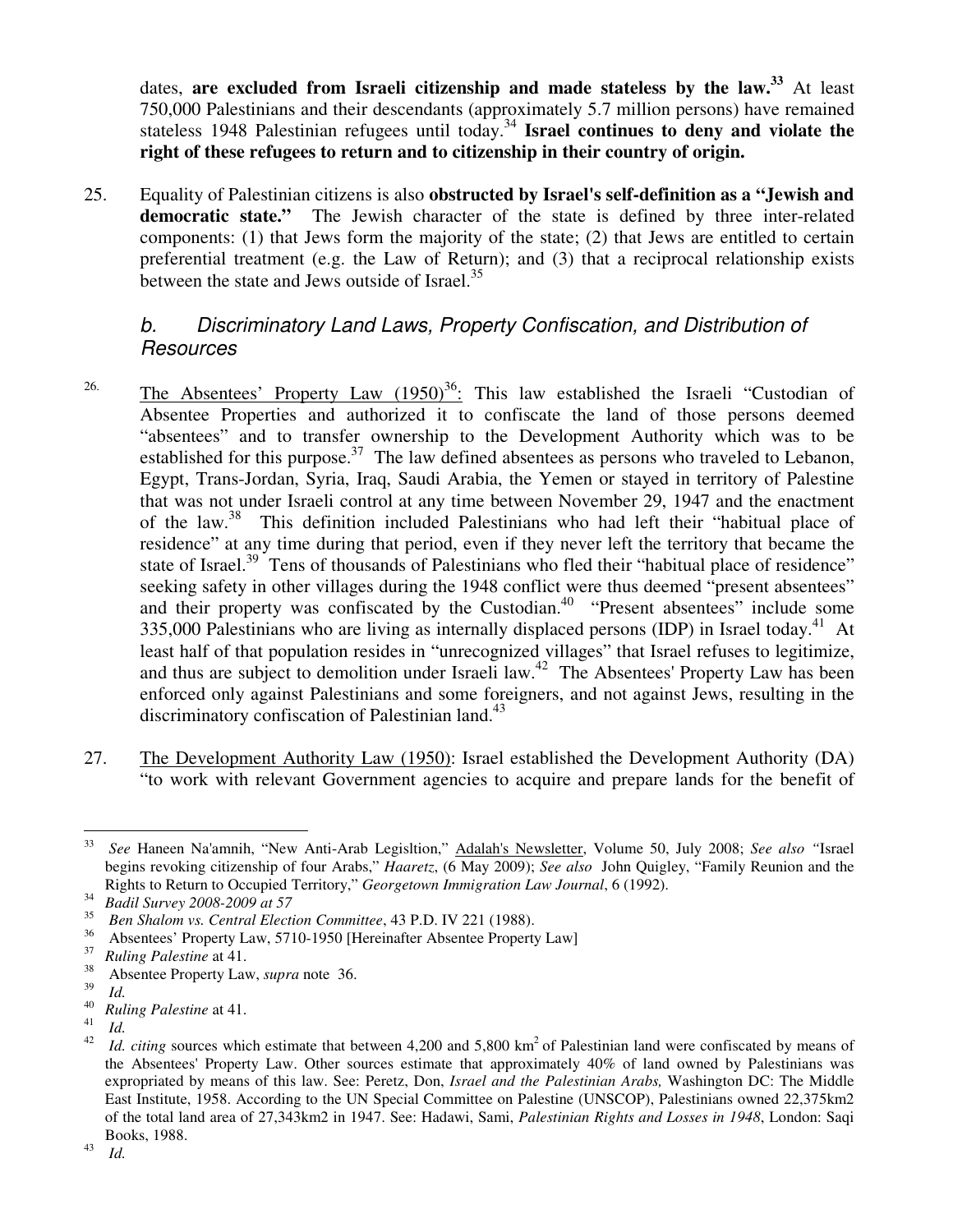dates, **are excluded from Israeli citizenship and made stateless by the law.**[33] At least 750,000 Palestinians and their descendants (approximately 5.7 million persons) have remained stateless 1948 Palestinian refugees until today.[34] **Israel continues to deny and violate the right of these refugees to return and to citizenship in their country of origin.**

25. Equality of Palestinian citizens is also **obstructed by Israel's self-definition as a "Jewish and democratic state."** The Jewish character of the state is defined by three inter-related components: (1) that Jews form the majority of the state; (2) that Jews are entitled to certain preferential treatment (e.g. the Law of Return); and (3) that a reciprocal relationship exists between the state and Jews outside of Israel.[35]

### *b. Discriminatory Land Laws, Property Confiscation, and Distribution of Resources*

26. The Absentees' Property Law (1950)[36]: This law established the Israeli "Custodian of Absentee Properties and authorized it to confiscate the land of those persons deemed "absentees" and to transfer ownership to the Development Authority which was to be established for this purpose.[37] The law defined absentees as persons who traveled to Lebanon, Egypt, Trans-Jordan, Syria, Iraq, Saudi Arabia, the Yemen or stayed in territory of Palestine that was not under Israeli control at any time between November 29, 1947 and the enactment of the law.[38] This definition included Palestinians who had left their "habitual place of residence" at any time during that period, even if they never left the territory that became the state of Israel.[39] Tens of thousands of Palestinians who fled their "habitual place of residence" seeking safety in other villages during the 1948 conflict were thus deemed "present absentees" and their property was confiscated by the Custodian.[40] "Present absentees" include some 335,000 Palestinians who are living as internally displaced persons (IDP) in Israel today.[41] At least half of that population resides in "unrecognized villages" that Israel refuses to legitimize, and thus are subject to demolition under Israeli law.[42] The Absentees' Property Law has been enforced only against Palestinians and some foreigners, and not against Jews, resulting in the discriminatory confiscation of Palestinian land.[43]

27. The Development Authority Law (1950): Israel established the Development Authority (DA) "to work with relevant Government agencies to acquire and prepare lands for the benefit of

---

[33] *See* Haneen Na'amnih, "New Anti-Arab Legisltion," Adalah's Newsletter, Volume 50, July 2008; *See also* "Israel begins revoking citizenship of four Arabs," *Haaretz*, (6 May 2009); *See also* John Quigley, "Family Reunion and the Rights to Return to Occupied Territory," *Georgetown Immigration Law Journal*, 6 (1992).

[34] *Badil Survey 2008-2009 at 57*

[35] *Ben Shalom vs. Central Election Committee*, 43 P.D. IV 221 (1988).

[36] Absentees' Property Law, 5710-1950 [Hereinafter Absentee Property Law]

[37] *Ruling Palestine* at 41.

[38] Absentee Property Law, *supra* note 36.

[39] *Id.*

[40] *Ruling Palestine* at 41.

[41] *Id.*

[42] *Id. citing* sources which estimate that between 4,200 and 5,800 km$^2$ of Palestinian land were confiscated by means of the Absentees' Property Law. Other sources estimate that approximately 40% of land owned by Palestinians was expropriated by means of this law. See: Peretz, Don, *Israel and the Palestinian Arabs,* Washington DC: The Middle East Institute, 1958. According to the UN Special Committee on Palestine (UNSCOP), Palestinians owned 22,375km2 of the total land area of 27,343km2 in 1947. See: Hadawi, Sami, *Palestinian Rights and Losses in 1948*, London: Saqi Books, 1988.

[43] *Id.*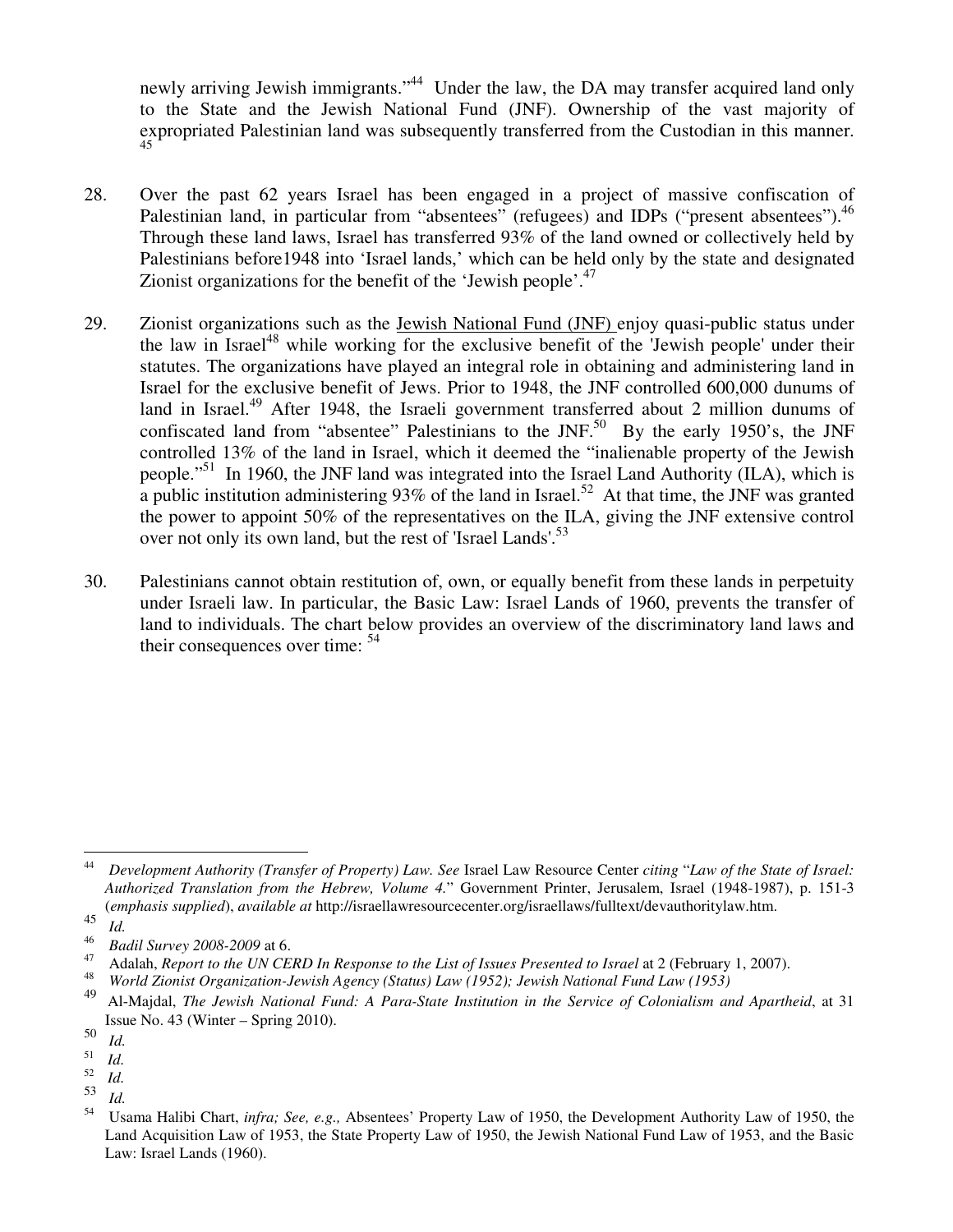newly arriving Jewish immigrants."[44] Under the law, the DA may transfer acquired land only to the State and the Jewish National Fund (JNF). Ownership of the vast majority of expropriated Palestinian land was subsequently transferred from the Custodian in this manner.[45]

28. Over the past 62 years Israel has been engaged in a project of massive confiscation of Palestinian land, in particular from "absentees" (refugees) and IDPs ("present absentees").[46] Through these land laws, Israel has transferred 93% of the land owned or collectively held by Palestinians before1948 into 'Israel lands,' which can be held only by the state and designated Zionist organizations for the benefit of the 'Jewish people'.[47]

29. Zionist organizations such as the Jewish National Fund (JNF) enjoy quasi-public status under the law in Israel[48] while working for the exclusive benefit of the 'Jewish people' under their statutes. The organizations have played an integral role in obtaining and administering land in Israel for the exclusive benefit of Jews. Prior to 1948, the JNF controlled 600,000 dunums of land in Israel.[49] After 1948, the Israeli government transferred about 2 million dunums of confiscated land from "absentee" Palestinians to the JNF.[50] By the early 1950's, the JNF controlled 13% of the land in Israel, which it deemed the "inalienable property of the Jewish people."[51] In 1960, the JNF land was integrated into the Israel Land Authority (ILA), which is a public institution administering 93% of the land in Israel.[52] At that time, the JNF was granted the power to appoint 50% of the representatives on the ILA, giving the JNF extensive control over not only its own land, but the rest of 'Israel Lands'.[53]

30. Palestinians cannot obtain restitution of, own, or equally benefit from these lands in perpetuity under Israeli law. In particular, the Basic Law: Israel Lands of 1960, prevents the transfer of land to individuals. The chart below provides an overview of the discriminatory land laws and their consequences over time:[54]

---

[44] *Development Authority (Transfer of Property) Law. See* Israel Law Resource Center *citing* "*Law of the State of Israel: Authorized Translation from the Hebrew, Volume 4.*" Government Printer, Jerusalem, Israel (1948-1987), p. 151-3 (*emphasis supplied*), *available at* http://israellawresourcecenter.org/israellaws/fulltext/devauthoritylaw.htm.

[45] *Id.*

[46] *Badil Survey 2008-2009* at 6.

[47] Adalah, *Report to the UN CERD In Response to the List of Issues Presented to Israel* at 2 (February 1, 2007).

[48] *World Zionist Organization-Jewish Agency (Status) Law (1952); Jewish National Fund Law (1953)*

[49] Al-Majdal, *The Jewish National Fund: A Para-State Institution in the Service of Colonialism and Apartheid*, at 31 Issue No. 43 (Winter – Spring 2010).

[50] *Id.*

[51] *Id.*

[52] *Id.*

[53] *Id.*

[54] Usama Halibi Chart, *infra; See, e.g.,* Absentees' Property Law of 1950, the Development Authority Law of 1950, the Land Acquisition Law of 1953, the State Property Law of 1950, the Jewish National Fund Law of 1953, and the Basic Law: Israel Lands (1960).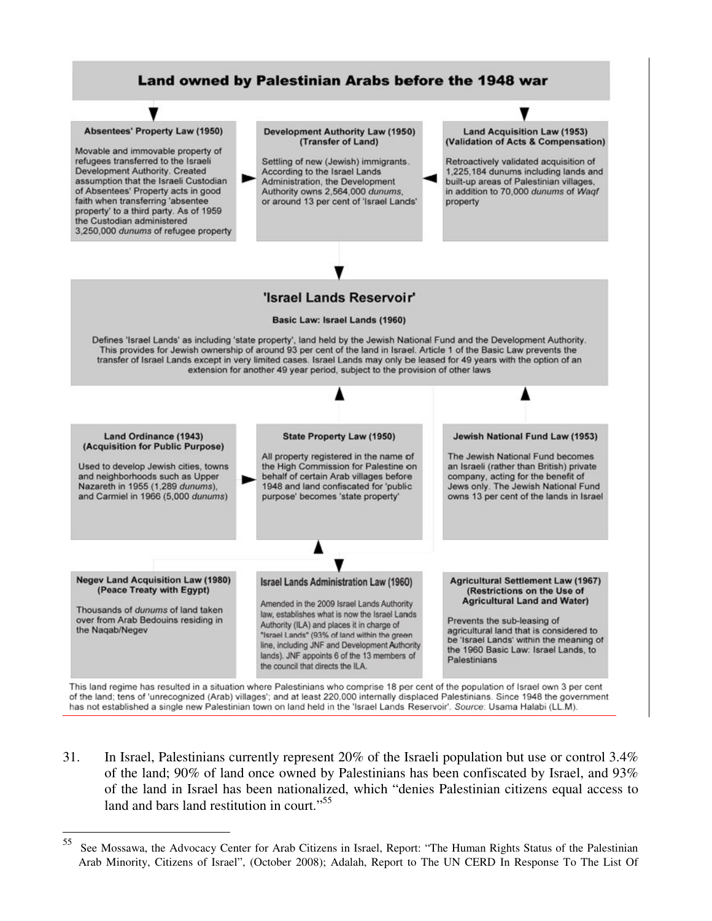## Land owned by Palestinian Arabs before the 1948 war

**Absentees' Property Law (1950)**

Movable and immovable property of refugees transferred to the Israeli Development Authority. Created assumption that the Israeli Custodian of Absentees' Property acts in good faith when transferring 'absentee property' to a third party. As of 1959 the Custodian administered 3,250,000 *dunums* of refugee property

**Development Authority Law (1950) (Transfer of Land)**

Settling of new (Jewish) immigrants. According to the Israel Lands Administration, the Development Authority owns 2,564,000 *dunums*, or around 13 per cent of 'Israel Lands'

**Land Acquisition Law (1953) (Validation of Acts & Compensation)**

Retroactively validated acquisition of 1,225,184 dunums including lands and built-up areas of Palestinian villages, in addition to 70,000 *dunums* of *Waqf* property

### 'Israel Lands Reservoir'

**Basic Law: Israel Lands (1960)**

Defines 'Israel Lands' as including 'state property', land held by the Jewish National Fund and the Development Authority. This provides for Jewish ownership of around 93 per cent of the land in Israel. Article 1 of the Basic Law prevents the transfer of Israel Lands except in very limited cases. Israel Lands may only be leased for 49 years with the option of an extension for another 49 year period, subject to the provision of other laws

**Land Ordinance (1943) (Acquisition for Public Purpose)**

Used to develop Jewish cities, towns and neighborhoods such as Upper Nazareth in 1955 (1,289 *dunums*), and Carmiel in 1966 (5,000 *dunums*)

**State Property Law (1950)**

All property registered in the name of the High Commission for Palestine on behalf of certain Arab villages before 1948 and land confiscated for 'public purpose' becomes 'state property'

**Jewish National Fund Law (1953)**

The Jewish National Fund becomes an Israeli (rather than British) private company, acting for the benefit of Jews only. The Jewish National Fund owns 13 per cent of the lands in Israel

**Negev Land Acquisition Law (1980) (Peace Treaty with Egypt)**

Thousands of *dunums* of land taken over from Arab Bedouins residing in the Naqab/Negev

**Israel Lands Administration Law (1960)**

Amended in the 2009 Israel Lands Authority law, establishes what is now the Israel Lands Authority (ILA) and places it in charge of "Israel Lands" (93% of land within the green line, including JNF and Development Authority lands). JNF appoints 6 of the 13 members of the council that directs the ILA.

**Agricultural Settlement Law (1967) (Restrictions on the Use of Agricultural Land and Water)**

Prevents the sub-leasing of agricultural land that is considered to be 'Israel Lands' within the meaning of the 1960 Basic Law: Israel Lands, to Palestinians

This land regime has resulted in a situation where Palestinians who comprise 18 per cent of the population of Israel own 3 per cent of the land; tens of 'unrecognized (Arab) villages'; and at least 220,000 internally displaced Palestinians. Since 1948 the government has not established a single new Palestinian town on land held in the 'Israel Lands Reservoir'. *Source*: Usama Halabi (LL.M).

31. In Israel, Palestinians currently represent 20% of the Israeli population but use or control 3.4% of the land; 90% of land once owned by Palestinians has been confiscated by Israel, and 93% of the land in Israel has been nationalized, which "denies Palestinian citizens equal access to land and bars land restitution in court."[55]

---

[55] See Mossawa, the Advocacy Center for Arab Citizens in Israel, Report: "The Human Rights Status of the Palestinian Arab Minority, Citizens of Israel", (October 2008); Adalah, Report to The UN CERD In Response To The List Of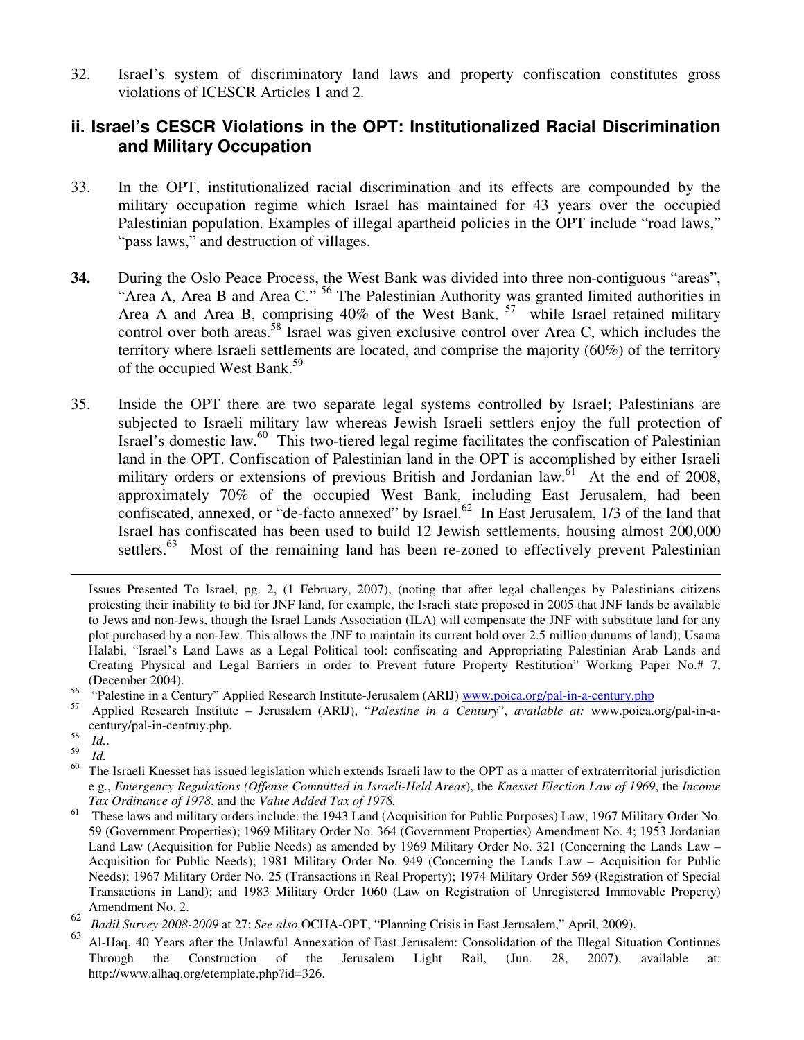32. Israel's system of discriminatory land laws and property confiscation constitutes gross violations of ICESCR Articles 1 and 2.

## ii. Israel's CESCR Violations in the OPT: Institutionalized Racial Discrimination and Military Occupation

33. In the OPT, institutionalized racial discrimination and its effects are compounded by the military occupation regime which Israel has maintained for 43 years over the occupied Palestinian population. Examples of illegal apartheid policies in the OPT include "road laws," "pass laws," and destruction of villages.

**34.** During the Oslo Peace Process, the West Bank was divided into three non-contiguous "areas", "Area A, Area B and Area C." [56] The Palestinian Authority was granted limited authorities in Area A and Area B, comprising 40% of the West Bank, [57] while Israel retained military control over both areas.[58] Israel was given exclusive control over Area C, which includes the territory where Israeli settlements are located, and comprise the majority (60%) of the territory of the occupied West Bank.[59]

35. Inside the OPT there are two separate legal systems controlled by Israel; Palestinians are subjected to Israeli military law whereas Jewish Israeli settlers enjoy the full protection of Israel's domestic law.[60] This two-tiered legal regime facilitates the confiscation of Palestinian land in the OPT. Confiscation of Palestinian land in the OPT is accomplished by either Israeli military orders or extensions of previous British and Jordanian law.[61] At the end of 2008, approximately 70% of the occupied West Bank, including East Jerusalem, had been confiscated, annexed, or "de-facto annexed" by Israel.[62] In East Jerusalem, 1/3 of the land that Israel has confiscated has been used to build 12 Jewish settlements, housing almost 200,000 settlers.[63] Most of the remaining land has been re-zoned to effectively prevent Palestinian

---

Issues Presented To Israel, pg. 2, (1 February, 2007), (noting that after legal challenges by Palestinians citizens protesting their inability to bid for JNF land, for example, the Israeli state proposed in 2005 that JNF lands be available to Jews and non-Jews, though the Israel Lands Association (ILA) will compensate the JNF with substitute land for any plot purchased by a non-Jew. This allows the JNF to maintain its current hold over 2.5 million dunums of land); Usama Halabi, "Israel's Land Laws as a Legal Political tool: confiscating and Appropriating Palestinian Arab Lands and Creating Physical and Legal Barriers in order to Prevent future Property Restitution" Working Paper No.# 7, (December 2004).

[56] "Palestine in a Century" Applied Research Institute-Jerusalem (ARIJ) www.poica.org/pal-in-a-century.php

[57] Applied Research Institute – Jerusalem (ARIJ), "*Palestine in a Century*", *available at:* www.poica.org/pal-in-a-century/pal-in-centruy.php.

[58] *Id.*.

[59] *Id.*

[60] The Israeli Knesset has issued legislation which extends Israeli law to the OPT as a matter of extraterritorial jurisdiction e.g., *Emergency Regulations (Offense Committed in Israeli-Held Areas*), the *Knesset Election Law of 1969*, the *Income Tax Ordinance of 1978*, and the *Value Added Tax of 1978.*

[61] These laws and military orders include: the 1943 Land (Acquisition for Public Purposes) Law; 1967 Military Order No. 59 (Government Properties); 1969 Military Order No. 364 (Government Properties) Amendment No. 4; 1953 Jordanian Land Law (Acquisition for Public Needs) as amended by 1969 Military Order No. 321 (Concerning the Lands Law – Acquisition for Public Needs); 1981 Military Order No. 949 (Concerning the Lands Law – Acquisition for Public Needs); 1967 Military Order No. 25 (Transactions in Real Property); 1974 Military Order 569 (Registration of Special Transactions in Land); and 1983 Military Order 1060 (Law on Registration of Unregistered Immovable Property) Amendment No. 2.

[62] *Badil Survey 2008-2009* at 27; *See also* OCHA-OPT, "Planning Crisis in East Jerusalem," April, 2009).

[63] Al-Haq, 40 Years after the Unlawful Annexation of East Jerusalem: Consolidation of the Illegal Situation Continues Through the Construction of the Jerusalem Light Rail, (Jun. 28, 2007), available at: http://www.alhaq.org/etemplate.php?id=326.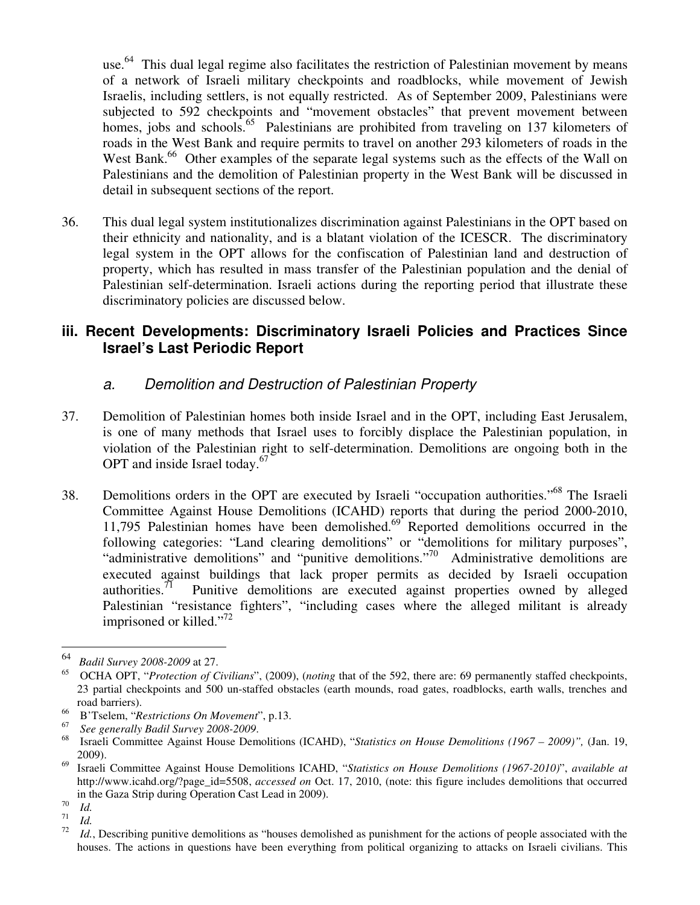use.[64] This dual legal regime also facilitates the restriction of Palestinian movement by means of a network of Israeli military checkpoints and roadblocks, while movement of Jewish Israelis, including settlers, is not equally restricted. As of September 2009, Palestinians were subjected to 592 checkpoints and "movement obstacles" that prevent movement between homes, jobs and schools.[65] Palestinians are prohibited from traveling on 137 kilometers of roads in the West Bank and require permits to travel on another 293 kilometers of roads in the West Bank.[66] Other examples of the separate legal systems such as the effects of the Wall on Palestinians and the demolition of Palestinian property in the West Bank will be discussed in detail in subsequent sections of the report.

36. This dual legal system institutionalizes discrimination against Palestinians in the OPT based on their ethnicity and nationality, and is a blatant violation of the ICESCR. The discriminatory legal system in the OPT allows for the confiscation of Palestinian land and destruction of property, which has resulted in mass transfer of the Palestinian population and the denial of Palestinian self-determination. Israeli actions during the reporting period that illustrate these discriminatory policies are discussed below.

### iii. Recent Developments: Discriminatory Israeli Policies and Practices Since Israel's Last Periodic Report

#### *a. Demolition and Destruction of Palestinian Property*

37. Demolition of Palestinian homes both inside Israel and in the OPT, including East Jerusalem, is one of many methods that Israel uses to forcibly displace the Palestinian population, in violation of the Palestinian right to self-determination. Demolitions are ongoing both in the OPT and inside Israel today.[67]

38. Demolitions orders in the OPT are executed by Israeli "occupation authorities."[68] The Israeli Committee Against House Demolitions (ICAHD) reports that during the period 2000-2010, 11,795 Palestinian homes have been demolished.[69] Reported demolitions occurred in the following categories: "Land clearing demolitions" or "demolitions for military purposes", "administrative demolitions" and "punitive demolitions."[70] Administrative demolitions are executed against buildings that lack proper permits as decided by Israeli occupation authorities.[71] Punitive demolitions are executed against properties owned by alleged Palestinian "resistance fighters", "including cases where the alleged militant is already imprisoned or killed."[72]

---

[64] *Badil Survey 2008-2009* at 27.

[65] OCHA OPT, "*Protection of Civilians*", (2009), (*noting* that of the 592, there are: 69 permanently staffed checkpoints, 23 partial checkpoints and 500 un-staffed obstacles (earth mounds, road gates, roadblocks, earth walls, trenches and road barriers).

[66] B'Tselem, "*Restrictions On Movement*", p.13.

[67] *See generally Badil Survey 2008-2009*.

[68] Israeli Committee Against House Demolitions (ICAHD), "*Statistics on House Demolitions (1967 – 2009)",* (Jan. 19, 2009).

[69] Israeli Committee Against House Demolitions ICAHD, "*Statistics on House Demolitions (1967-2010)*", *available at* http://www.icahd.org/?page_id=5508, *accessed on* Oct. 17, 2010, (note: this figure includes demolitions that occurred in the Gaza Strip during Operation Cast Lead in 2009).

[70] *Id.*

[71] *Id.*

[72] *Id.*, Describing punitive demolitions as "houses demolished as punishment for the actions of people associated with the houses. The actions in questions have been everything from political organizing to attacks on Israeli civilians. This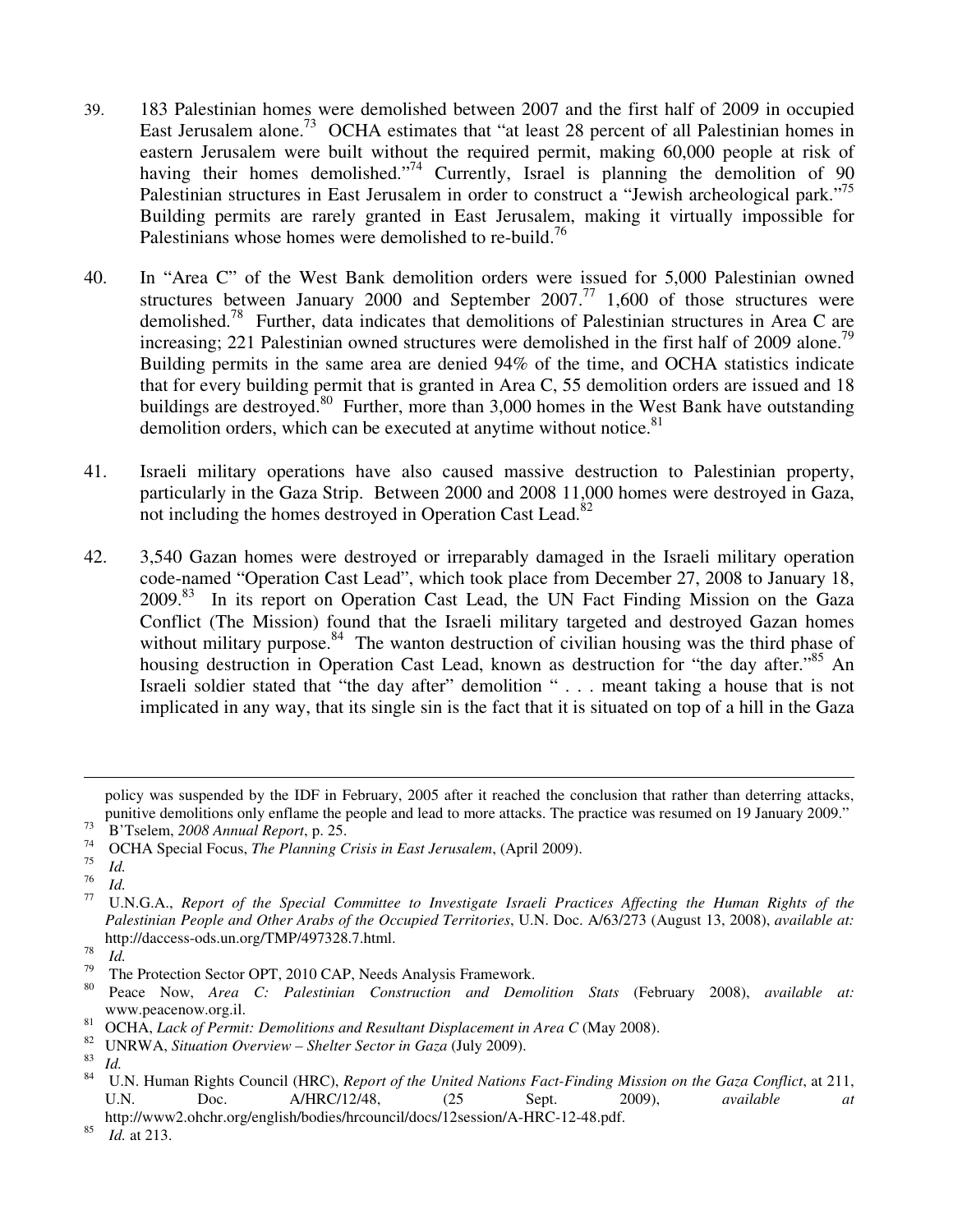39. 183 Palestinian homes were demolished between 2007 and the first half of 2009 in occupied East Jerusalem alone.[73] OCHA estimates that "at least 28 percent of all Palestinian homes in eastern Jerusalem were built without the required permit, making 60,000 people at risk of having their homes demolished."[74] Currently, Israel is planning the demolition of 90 Palestinian structures in East Jerusalem in order to construct a "Jewish archeological park."[75] Building permits are rarely granted in East Jerusalem, making it virtually impossible for Palestinians whose homes were demolished to re-build.[76]

40. In "Area C" of the West Bank demolition orders were issued for 5,000 Palestinian owned structures between January 2000 and September 2007.[77] 1,600 of those structures were demolished.[78] Further, data indicates that demolitions of Palestinian structures in Area C are increasing; 221 Palestinian owned structures were demolished in the first half of 2009 alone.[79] Building permits in the same area are denied 94% of the time, and OCHA statistics indicate that for every building permit that is granted in Area C, 55 demolition orders are issued and 18 buildings are destroyed.[80] Further, more than 3,000 homes in the West Bank have outstanding demolition orders, which can be executed at anytime without notice.[81]

41. Israeli military operations have also caused massive destruction to Palestinian property, particularly in the Gaza Strip. Between 2000 and 2008 11,000 homes were destroyed in Gaza, not including the homes destroyed in Operation Cast Lead.[82]

42. 3,540 Gazan homes were destroyed or irreparably damaged in the Israeli military operation code-named "Operation Cast Lead", which took place from December 27, 2008 to January 18, 2009.[83] In its report on Operation Cast Lead, the UN Fact Finding Mission on the Gaza Conflict (The Mission) found that the Israeli military targeted and destroyed Gazan homes without military purpose.[84] The wanton destruction of civilian housing was the third phase of housing destruction in Operation Cast Lead, known as destruction for "the day after."[85] An Israeli soldier stated that "the day after" demolition " . . . meant taking a house that is not implicated in any way, that its single sin is the fact that it is situated on top of a hill in the Gaza

---

policy was suspended by the IDF in February, 2005 after it reached the conclusion that rather than deterring attacks, punitive demolitions only enflame the people and lead to more attacks. The practice was resumed on 19 January 2009."

[73] B'Tselem, *2008 Annual Report*, p. 25.

[74] OCHA Special Focus, *The Planning Crisis in East Jerusalem*, (April 2009).

[75] *Id.*

[76] *Id.*

[77] U.N.G.A., *Report of the Special Committee to Investigate Israeli Practices Affecting the Human Rights of the Palestinian People and Other Arabs of the Occupied Territories*, U.N. Doc. A/63/273 (August 13, 2008), *available at:* http://daccess-ods.un.org/TMP/497328.7.html.

[78] *Id.*

[79] The Protection Sector OPT, 2010 CAP, Needs Analysis Framework.

[80] Peace Now, *Area C: Palestinian Construction and Demolition Stats* (February 2008), *available at:* www.peacenow.org.il.

[81] OCHA, *Lack of Permit: Demolitions and Resultant Displacement in Area C* (May 2008).

[82] UNRWA, *Situation Overview – Shelter Sector in Gaza* (July 2009).

[83] *Id.*

[84] U.N. Human Rights Council (HRC), *Report of the United Nations Fact-Finding Mission on the Gaza Conflict*, at 211, U.N. Doc. A/HRC/12/48, (25 Sept. 2009), *available at* http://www2.ohchr.org/english/bodies/hrcouncil/docs/12session/A-HRC-12-48.pdf.

[85] *Id.* at 213.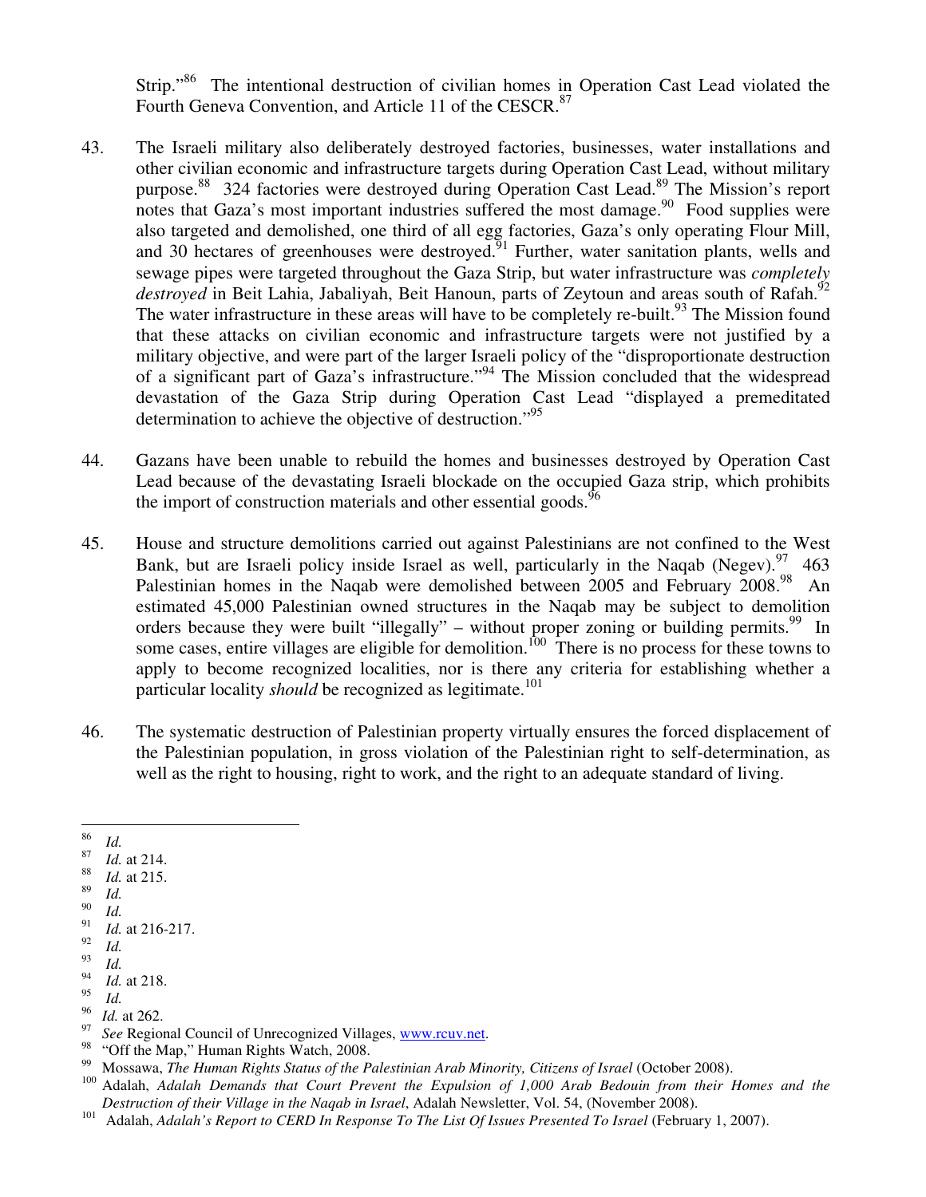Strip."[86] The intentional destruction of civilian homes in Operation Cast Lead violated the Fourth Geneva Convention, and Article 11 of the CESCR.[87]

43. The Israeli military also deliberately destroyed factories, businesses, water installations and other civilian economic and infrastructure targets during Operation Cast Lead, without military purpose.[88] 324 factories were destroyed during Operation Cast Lead.[89] The Mission's report notes that Gaza's most important industries suffered the most damage.[90] Food supplies were also targeted and demolished, one third of all egg factories, Gaza's only operating Flour Mill, and 30 hectares of greenhouses were destroyed.[91] Further, water sanitation plants, wells and sewage pipes were targeted throughout the Gaza Strip, but water infrastructure was *completely destroyed* in Beit Lahia, Jabaliyah, Beit Hanoun, parts of Zeytoun and areas south of Rafah.[92] The water infrastructure in these areas will have to be completely re-built.[93] The Mission found that these attacks on civilian economic and infrastructure targets were not justified by a military objective, and were part of the larger Israeli policy of the "disproportionate destruction of a significant part of Gaza's infrastructure."[94] The Mission concluded that the widespread devastation of the Gaza Strip during Operation Cast Lead "displayed a premeditated determination to achieve the objective of destruction."[95]

44. Gazans have been unable to rebuild the homes and businesses destroyed by Operation Cast Lead because of the devastating Israeli blockade on the occupied Gaza strip, which prohibits the import of construction materials and other essential goods.[96]

45. House and structure demolitions carried out against Palestinians are not confined to the West Bank, but are Israeli policy inside Israel as well, particularly in the Naqab (Negev).[97] 463 Palestinian homes in the Naqab were demolished between 2005 and February 2008.[98] An estimated 45,000 Palestinian owned structures in the Naqab may be subject to demolition orders because they were built "illegally" – without proper zoning or building permits.[99] In some cases, entire villages are eligible for demolition.[100] There is no process for these towns to apply to become recognized localities, nor is there any criteria for establishing whether a particular locality *should* be recognized as legitimate.[101]

46. The systematic destruction of Palestinian property virtually ensures the forced displacement of the Palestinian population, in gross violation of the Palestinian right to self-determination, as well as the right to housing, right to work, and the right to an adequate standard of living.

---

[86] *Id.*
[87] *Id.* at 214.
[88] *Id.* at 215.
[89] *Id.*
[90] *Id.*
[91] *Id.* at 216-217.
[92] *Id.*
[93] *Id.*
[94] *Id.* at 218.
[95] *Id.*
[96] *Id.* at 262.
[97] *See* Regional Council of Unrecognized Villages, www.rcuv.net.
[98] "Off the Map," Human Rights Watch, 2008.
[99] Mossawa, *The Human Rights Status of the Palestinian Arab Minority, Citizens of Israel* (October 2008).
[100] Adalah, *Adalah Demands that Court Prevent the Expulsion of 1,000 Arab Bedouin from their Homes and the Destruction of their Village in the Naqab in Israel*, Adalah Newsletter, Vol. 54, (November 2008).
[101] Adalah, *Adalah's Report to CERD In Response To The List Of Issues Presented To Israel* (February 1, 2007).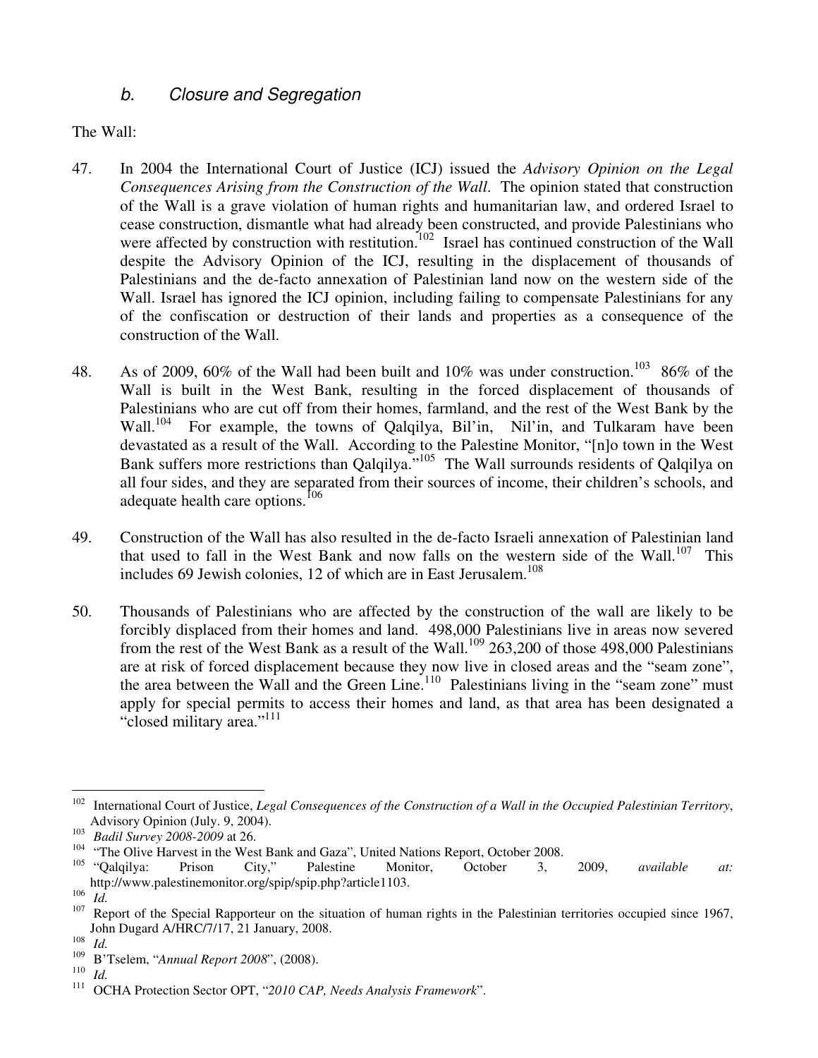### *b. Closure and Segregation*

The Wall:

47. In 2004 the International Court of Justice (ICJ) issued the *Advisory Opinion on the Legal Consequences Arising from the Construction of the Wall*. The opinion stated that construction of the Wall is a grave violation of human rights and humanitarian law, and ordered Israel to cease construction, dismantle what had already been constructed, and provide Palestinians who were affected by construction with restitution.[102] Israel has continued construction of the Wall despite the Advisory Opinion of the ICJ, resulting in the displacement of thousands of Palestinians and the de-facto annexation of Palestinian land now on the western side of the Wall. Israel has ignored the ICJ opinion, including failing to compensate Palestinians for any of the confiscation or destruction of their lands and properties as a consequence of the construction of the Wall.

48. As of 2009, 60% of the Wall had been built and 10% was under construction.[103] 86% of the Wall is built in the West Bank, resulting in the forced displacement of thousands of Palestinians who are cut off from their homes, farmland, and the rest of the West Bank by the Wall.[104] For example, the towns of Qalqilya, Bil'in, Nil'in, and Tulkaram have been devastated as a result of the Wall. According to the Palestine Monitor, "[n]o town in the West Bank suffers more restrictions than Qalqilya."[105] The Wall surrounds residents of Qalqilya on all four sides, and they are separated from their sources of income, their children's schools, and adequate health care options.[106]

49. Construction of the Wall has also resulted in the de-facto Israeli annexation of Palestinian land that used to fall in the West Bank and now falls on the western side of the Wall.[107] This includes 69 Jewish colonies, 12 of which are in East Jerusalem.[108]

50. Thousands of Palestinians who are affected by the construction of the wall are likely to be forcibly displaced from their homes and land. 498,000 Palestinians live in areas now severed from the rest of the West Bank as a result of the Wall.[109] 263,200 of those 498,000 Palestinians are at risk of forced displacement because they now live in closed areas and the "seam zone", the area between the Wall and the Green Line.[110] Palestinians living in the "seam zone" must apply for special permits to access their homes and land, as that area has been designated a "closed military area."[111]

---

[102] International Court of Justice, *Legal Consequences of the Construction of a Wall in the Occupied Palestinian Territory*, Advisory Opinion (July. 9, 2004).

[103] *Badil Survey 2008-2009* at 26.

[104] "The Olive Harvest in the West Bank and Gaza", United Nations Report, October 2008.

[105] "Qalqilya: Prison City," Palestine Monitor, October 3, 2009, *available at:* http://www.palestinemonitor.org/spip/spip.php?article1103.

[106] *Id.*

[107] Report of the Special Rapporteur on the situation of human rights in the Palestinian territories occupied since 1967, John Dugard A/HRC/7/17, 21 January, 2008.

[108] *Id.*

[109] B'Tselem, "*Annual Report 2008*", (2008).

[110] *Id.*

[111] OCHA Protection Sector OPT, "*2010 CAP, Needs Analysis Framework*".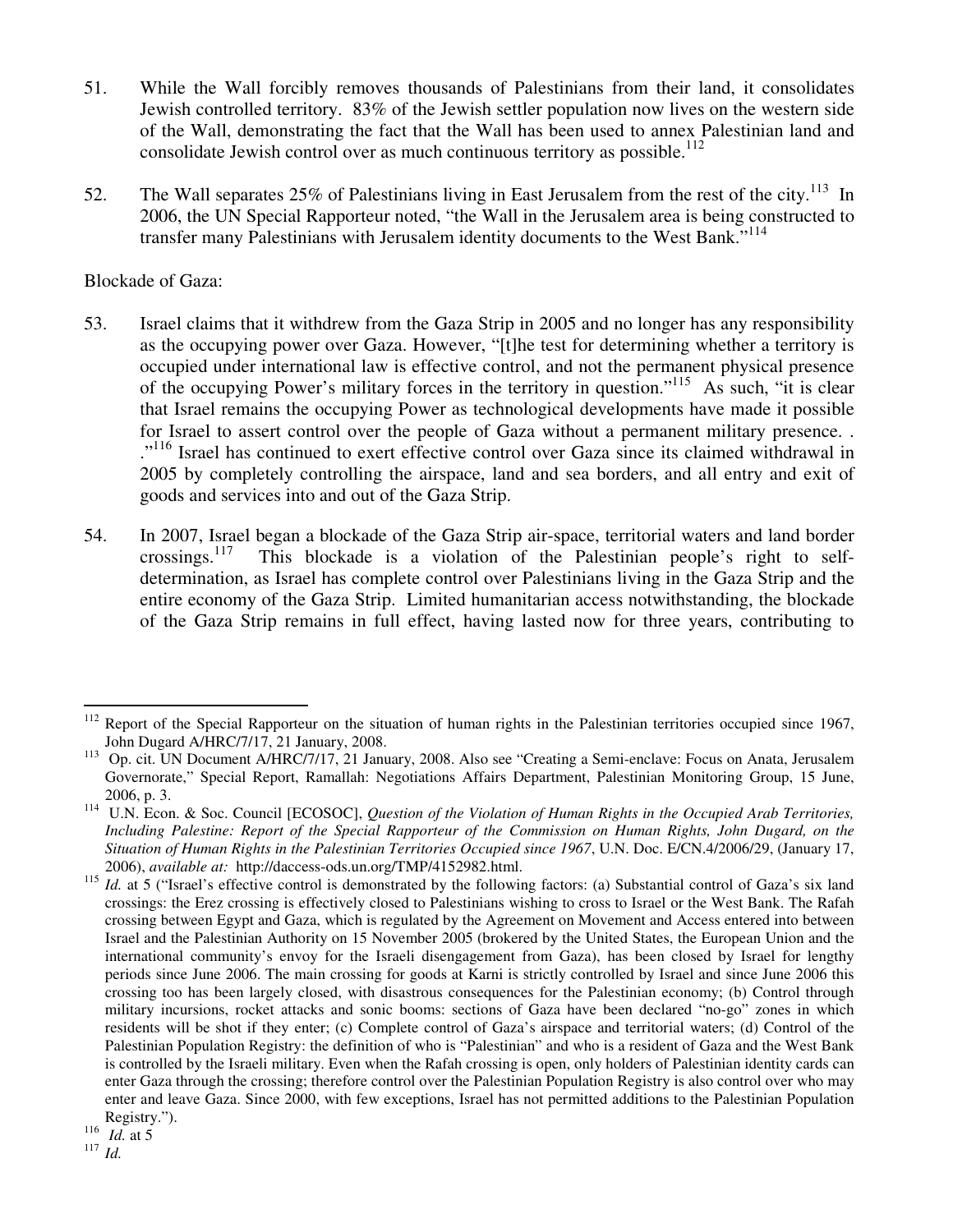51. While the Wall forcibly removes thousands of Palestinians from their land, it consolidates Jewish controlled territory. 83% of the Jewish settler population now lives on the western side of the Wall, demonstrating the fact that the Wall has been used to annex Palestinian land and consolidate Jewish control over as much continuous territory as possible.[112]

52. The Wall separates 25% of Palestinians living in East Jerusalem from the rest of the city.[113] In 2006, the UN Special Rapporteur noted, "the Wall in the Jerusalem area is being constructed to transfer many Palestinians with Jerusalem identity documents to the West Bank."[114]

Blockade of Gaza:

53. Israel claims that it withdrew from the Gaza Strip in 2005 and no longer has any responsibility as the occupying power over Gaza. However, "[t]he test for determining whether a territory is occupied under international law is effective control, and not the permanent physical presence of the occupying Power's military forces in the territory in question."[115] As such, "it is clear that Israel remains the occupying Power as technological developments have made it possible for Israel to assert control over the people of Gaza without a permanent military presence. . ."[116] Israel has continued to exert effective control over Gaza since its claimed withdrawal in 2005 by completely controlling the airspace, land and sea borders, and all entry and exit of goods and services into and out of the Gaza Strip.

54. In 2007, Israel began a blockade of the Gaza Strip air-space, territorial waters and land border crossings.[117] This blockade is a violation of the Palestinian people's right to self-determination, as Israel has complete control over Palestinians living in the Gaza Strip and the entire economy of the Gaza Strip. Limited humanitarian access notwithstanding, the blockade of the Gaza Strip remains in full effect, having lasted now for three years, contributing to

---

[112] Report of the Special Rapporteur on the situation of human rights in the Palestinian territories occupied since 1967, John Dugard A/HRC/7/17, 21 January, 2008.

[113] Op. cit. UN Document A/HRC/7/17, 21 January, 2008. Also see "Creating a Semi-enclave: Focus on Anata, Jerusalem Governorate," Special Report, Ramallah: Negotiations Affairs Department, Palestinian Monitoring Group, 15 June, 2006, p. 3.

[114] U.N. Econ. & Soc. Council [ECOSOC], *Question of the Violation of Human Rights in the Occupied Arab Territories, Including Palestine: Report of the Special Rapporteur of the Commission on Human Rights, John Dugard, on the Situation of Human Rights in the Palestinian Territories Occupied since 1967*, U.N. Doc. E/CN.4/2006/29, (January 17, 2006), *available at:* http://daccess-ods.un.org/TMP/4152982.html.

[115] *Id.* at 5 ("Israel's effective control is demonstrated by the following factors: (a) Substantial control of Gaza's six land crossings: the Erez crossing is effectively closed to Palestinians wishing to cross to Israel or the West Bank. The Rafah crossing between Egypt and Gaza, which is regulated by the Agreement on Movement and Access entered into between Israel and the Palestinian Authority on 15 November 2005 (brokered by the United States, the European Union and the international community's envoy for the Israeli disengagement from Gaza), has been closed by Israel for lengthy periods since June 2006. The main crossing for goods at Karni is strictly controlled by Israel and since June 2006 this crossing too has been largely closed, with disastrous consequences for the Palestinian economy; (b) Control through military incursions, rocket attacks and sonic booms: sections of Gaza have been declared "no-go" zones in which residents will be shot if they enter; (c) Complete control of Gaza's airspace and territorial waters; (d) Control of the Palestinian Population Registry: the definition of who is "Palestinian" and who is a resident of Gaza and the West Bank is controlled by the Israeli military. Even when the Rafah crossing is open, only holders of Palestinian identity cards can enter Gaza through the crossing; therefore control over the Palestinian Population Registry is also control over who may enter and leave Gaza. Since 2000, with few exceptions, Israel has not permitted additions to the Palestinian Population Registry.").

[116] *Id.* at 5

[117] *Id.*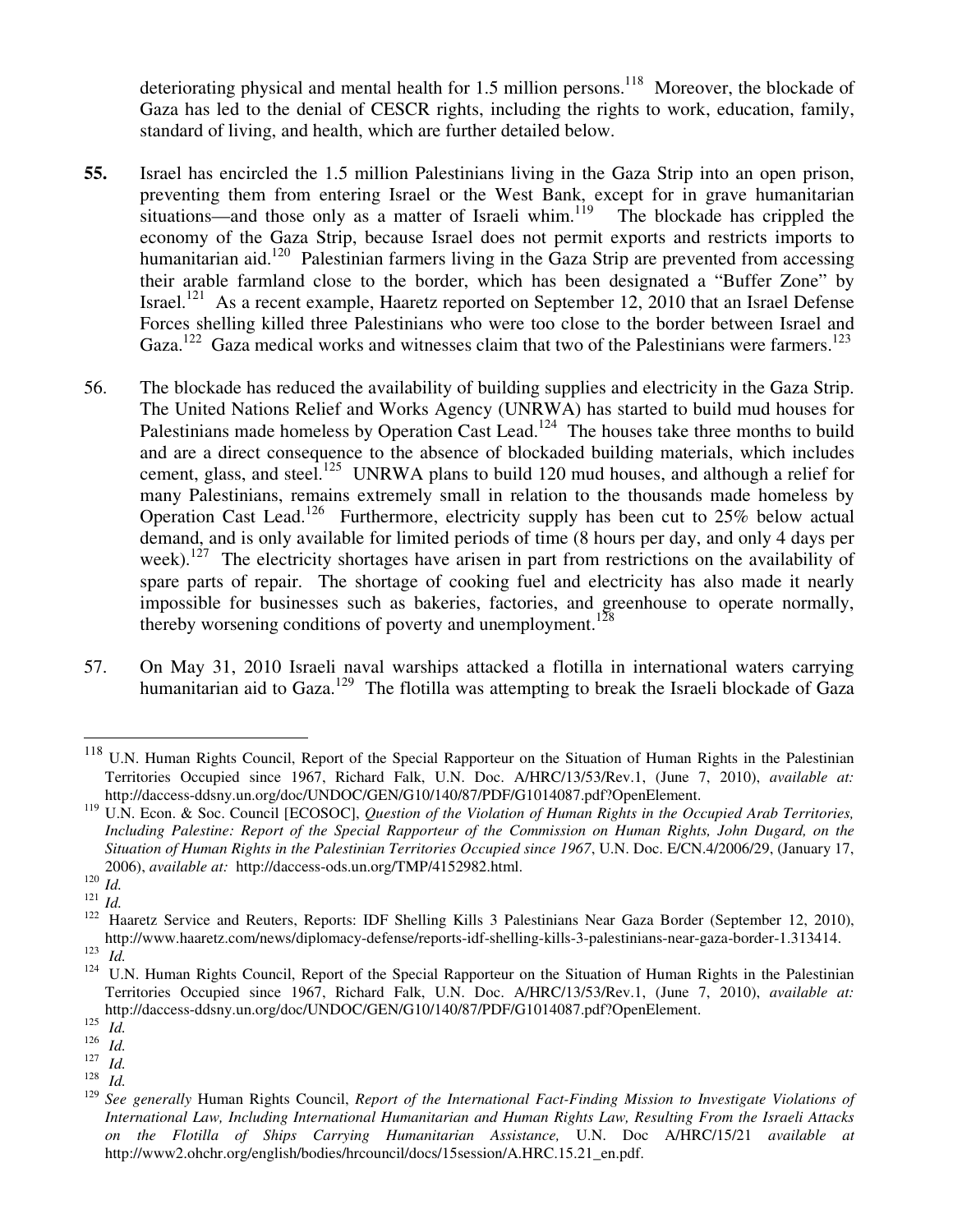deteriorating physical and mental health for 1.5 million persons.[118] Moreover, the blockade of Gaza has led to the denial of CESCR rights, including the rights to work, education, family, standard of living, and health, which are further detailed below.

**55.** Israel has encircled the 1.5 million Palestinians living in the Gaza Strip into an open prison, preventing them from entering Israel or the West Bank, except for in grave humanitarian situations—and those only as a matter of Israeli whim.[119] The blockade has crippled the economy of the Gaza Strip, because Israel does not permit exports and restricts imports to humanitarian aid.[120] Palestinian farmers living in the Gaza Strip are prevented from accessing their arable farmland close to the border, which has been designated a "Buffer Zone" by Israel.[121] As a recent example, Haaretz reported on September 12, 2010 that an Israel Defense Forces shelling killed three Palestinians who were too close to the border between Israel and Gaza.[122] Gaza medical works and witnesses claim that two of the Palestinians were farmers.[123]

56. The blockade has reduced the availability of building supplies and electricity in the Gaza Strip. The United Nations Relief and Works Agency (UNRWA) has started to build mud houses for Palestinians made homeless by Operation Cast Lead.[124] The houses take three months to build and are a direct consequence to the absence of blockaded building materials, which includes cement, glass, and steel.[125] UNRWA plans to build 120 mud houses, and although a relief for many Palestinians, remains extremely small in relation to the thousands made homeless by Operation Cast Lead.[126] Furthermore, electricity supply has been cut to 25% below actual demand, and is only available for limited periods of time (8 hours per day, and only 4 days per week).[127] The electricity shortages have arisen in part from restrictions on the availability of spare parts of repair. The shortage of cooking fuel and electricity has also made it nearly impossible for businesses such as bakeries, factories, and greenhouse to operate normally, thereby worsening conditions of poverty and unemployment.[128]

57. On May 31, 2010 Israeli naval warships attacked a flotilla in international waters carrying humanitarian aid to Gaza.[129] The flotilla was attempting to break the Israeli blockade of Gaza

---

[118] U.N. Human Rights Council, Report of the Special Rapporteur on the Situation of Human Rights in the Palestinian Territories Occupied since 1967, Richard Falk, U.N. Doc. A/HRC/13/53/Rev.1, (June 7, 2010), *available at:* http://daccess-ddsny.un.org/doc/UNDOC/GEN/G10/140/87/PDF/G1014087.pdf?OpenElement.

[119] U.N. Econ. & Soc. Council [ECOSOC], *Question of the Violation of Human Rights in the Occupied Arab Territories, Including Palestine: Report of the Special Rapporteur of the Commission on Human Rights, John Dugard, on the Situation of Human Rights in the Palestinian Territories Occupied since 1967*, U.N. Doc. E/CN.4/2006/29, (January 17, 2006), *available at:* http://daccess-ods.un.org/TMP/4152982.html.

[120] *Id.*

[121] *Id.*

[122] Haaretz Service and Reuters, Reports: IDF Shelling Kills 3 Palestinians Near Gaza Border (September 12, 2010), http://www.haaretz.com/news/diplomacy-defense/reports-idf-shelling-kills-3-palestinians-near-gaza-border-1.313414.

[123] *Id.*

[124] U.N. Human Rights Council, Report of the Special Rapporteur on the Situation of Human Rights in the Palestinian Territories Occupied since 1967, Richard Falk, U.N. Doc. A/HRC/13/53/Rev.1, (June 7, 2010), *available at:* http://daccess-ddsny.un.org/doc/UNDOC/GEN/G10/140/87/PDF/G1014087.pdf?OpenElement.

[125] *Id.*

[126] *Id.*

[127] *Id.*

[128] *Id.*

[129] *See generally* Human Rights Council, *Report of the International Fact-Finding Mission to Investigate Violations of International Law, Including International Humanitarian and Human Rights Law, Resulting From the Israeli Attacks on the Flotilla of Ships Carrying Humanitarian Assistance,* U.N. Doc A/HRC/15/21 *available at* http://www2.ohchr.org/english/bodies/hrcouncil/docs/15session/A.HRC.15.21_en.pdf.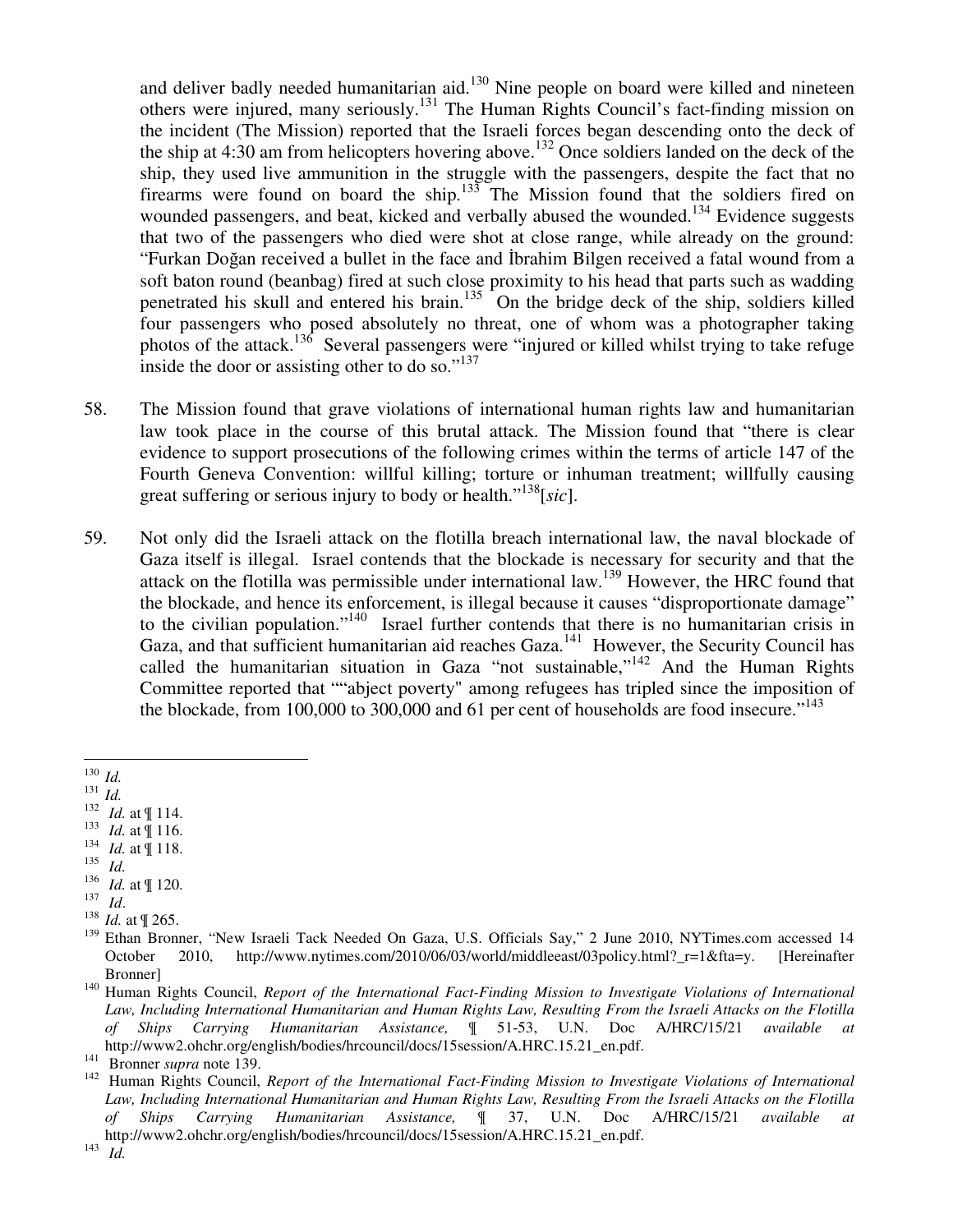and deliver badly needed humanitarian aid.[130] Nine people on board were killed and nineteen others were injured, many seriously.[131] The Human Rights Council's fact-finding mission on the incident (The Mission) reported that the Israeli forces began descending onto the deck of the ship at 4:30 am from helicopters hovering above.[132] Once soldiers landed on the deck of the ship, they used live ammunition in the struggle with the passengers, despite the fact that no firearms were found on board the ship.[133] The Mission found that the soldiers fired on wounded passengers, and beat, kicked and verbally abused the wounded.[134] Evidence suggests that two of the passengers who died were shot at close range, while already on the ground: "Furkan Doğan received a bullet in the face and İbrahim Bilgen received a fatal wound from a soft baton round (beanbag) fired at such close proximity to his head that parts such as wadding penetrated his skull and entered his brain.[135] On the bridge deck of the ship, soldiers killed four passengers who posed absolutely no threat, one of whom was a photographer taking photos of the attack.[136] Several passengers were "injured or killed whilst trying to take refuge inside the door or assisting other to do so."[137]

58. The Mission found that grave violations of international human rights law and humanitarian law took place in the course of this brutal attack. The Mission found that "there is clear evidence to support prosecutions of the following crimes within the terms of article 147 of the Fourth Geneva Convention: willful killing; torture or inhuman treatment; willfully causing great suffering or serious injury to body or health."[138][*sic*].

59. Not only did the Israeli attack on the flotilla breach international law, the naval blockade of Gaza itself is illegal. Israel contends that the blockade is necessary for security and that the attack on the flotilla was permissible under international law.[139] However, the HRC found that the blockade, and hence its enforcement, is illegal because it causes "disproportionate damage" to the civilian population."[140] Israel further contends that there is no humanitarian crisis in Gaza, and that sufficient humanitarian aid reaches Gaza.[141] However, the Security Council has called the humanitarian situation in Gaza "not sustainable,"[142] And the Human Rights Committee reported that ""abject poverty" among refugees has tripled since the imposition of the blockade, from 100,000 to 300,000 and 61 per cent of households are food insecure."[143]

---

[130] *Id.*
[131] *Id.*
[132] *Id.* at ¶ 114.
[133] *Id.* at ¶ 116.
[134] *Id.* at ¶ 118.
[135] *Id.*
[136] *Id.* at ¶ 120.
[137] *Id*.
[138] *Id.* at ¶ 265.
[139] Ethan Bronner, "New Israeli Tack Needed On Gaza, U.S. Officials Say," 2 June 2010, NYTimes.com accessed 14 October 2010, http://www.nytimes.com/2010/06/03/world/middleeast/03policy.html?_r=1&fta=y. [Hereinafter Bronner]
[140] Human Rights Council, *Report of the International Fact-Finding Mission to Investigate Violations of International Law, Including International Humanitarian and Human Rights Law, Resulting From the Israeli Attacks on the Flotilla of Ships Carrying Humanitarian Assistance,* ¶ 51-53, U.N. Doc A/HRC/15/21 *available at* http://www2.ohchr.org/english/bodies/hrcouncil/docs/15session/A.HRC.15.21_en.pdf.
[141] Bronner *supra* note 139.
[142] Human Rights Council, *Report of the International Fact-Finding Mission to Investigate Violations of International Law, Including International Humanitarian and Human Rights Law, Resulting From the Israeli Attacks on the Flotilla of Ships Carrying Humanitarian Assistance,* ¶ 37, U.N. Doc A/HRC/15/21 *available at* http://www2.ohchr.org/english/bodies/hrcouncil/docs/15session/A.HRC.15.21_en.pdf.
[143] *Id.*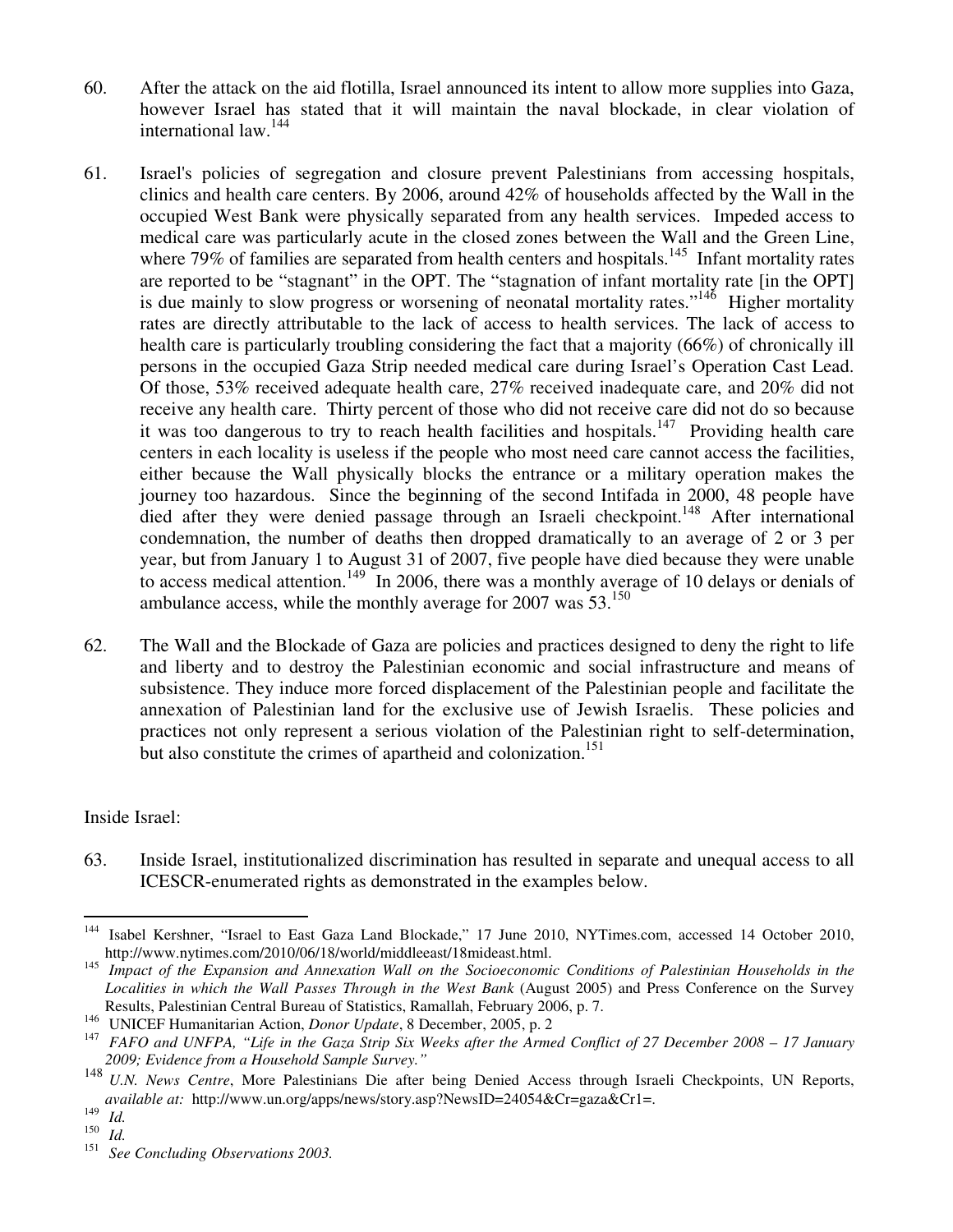60. After the attack on the aid flotilla, Israel announced its intent to allow more supplies into Gaza, however Israel has stated that it will maintain the naval blockade, in clear violation of international law.[144]

61. Israel's policies of segregation and closure prevent Palestinians from accessing hospitals, clinics and health care centers. By 2006, around 42% of households affected by the Wall in the occupied West Bank were physically separated from any health services. Impeded access to medical care was particularly acute in the closed zones between the Wall and the Green Line, where 79% of families are separated from health centers and hospitals.[145] Infant mortality rates are reported to be "stagnant" in the OPT. The "stagnation of infant mortality rate [in the OPT] is due mainly to slow progress or worsening of neonatal mortality rates."[146] Higher mortality rates are directly attributable to the lack of access to health services. The lack of access to health care is particularly troubling considering the fact that a majority (66%) of chronically ill persons in the occupied Gaza Strip needed medical care during Israel's Operation Cast Lead. Of those, 53% received adequate health care, 27% received inadequate care, and 20% did not receive any health care. Thirty percent of those who did not receive care did not do so because it was too dangerous to try to reach health facilities and hospitals.[147] Providing health care centers in each locality is useless if the people who most need care cannot access the facilities, either because the Wall physically blocks the entrance or a military operation makes the journey too hazardous. Since the beginning of the second Intifada in 2000, 48 people have died after they were denied passage through an Israeli checkpoint.[148] After international condemnation, the number of deaths then dropped dramatically to an average of 2 or 3 per year, but from January 1 to August 31 of 2007, five people have died because they were unable to access medical attention.[149] In 2006, there was a monthly average of 10 delays or denials of ambulance access, while the monthly average for 2007 was 53.[150]

62. The Wall and the Blockade of Gaza are policies and practices designed to deny the right to life and liberty and to destroy the Palestinian economic and social infrastructure and means of subsistence. They induce more forced displacement of the Palestinian people and facilitate the annexation of Palestinian land for the exclusive use of Jewish Israelis. These policies and practices not only represent a serious violation of the Palestinian right to self-determination, but also constitute the crimes of apartheid and colonization.[151]

Inside Israel:

63. Inside Israel, institutionalized discrimination has resulted in separate and unequal access to all ICESCR-enumerated rights as demonstrated in the examples below.

---

[144] Isabel Kershner, "Israel to East Gaza Land Blockade," 17 June 2010, NYTimes.com, accessed 14 October 2010, http://www.nytimes.com/2010/06/18/world/middleeast/18mideast.html.

[145] *Impact of the Expansion and Annexation Wall on the Socioeconomic Conditions of Palestinian Households in the Localities in which the Wall Passes Through in the West Bank* (August 2005) and Press Conference on the Survey Results, Palestinian Central Bureau of Statistics, Ramallah, February 2006, p. 7.

[146] UNICEF Humanitarian Action, *Donor Update*, 8 December, 2005, p. 2

[147] *FAFO and UNFPA, "Life in the Gaza Strip Six Weeks after the Armed Conflict of 27 December 2008 – 17 January 2009; Evidence from a Household Sample Survey."*

[148] *U.N. News Centre*, More Palestinians Die after being Denied Access through Israeli Checkpoints, UN Reports, *available at:* http://www.un.org/apps/news/story.asp?NewsID=24054&Cr=gaza&Cr1=.

[149] *Id.*

[150] *Id.*

[151] *See Concluding Observations 2003.*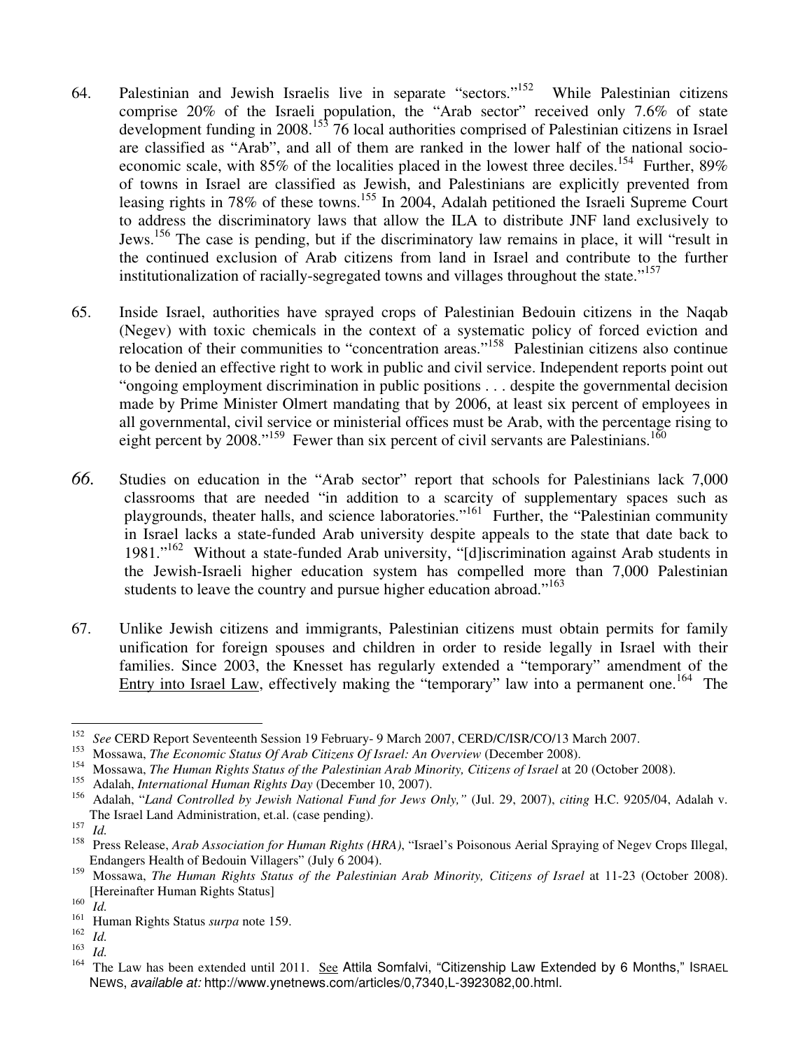64. Palestinian and Jewish Israelis live in separate "sectors."[152] While Palestinian citizens comprise 20% of the Israeli population, the "Arab sector" received only 7.6% of state development funding in 2008.[153] 76 local authorities comprised of Palestinian citizens in Israel are classified as "Arab", and all of them are ranked in the lower half of the national socio-economic scale, with 85% of the localities placed in the lowest three deciles.[154] Further, 89% of towns in Israel are classified as Jewish, and Palestinians are explicitly prevented from leasing rights in 78% of these towns.[155] In 2004, Adalah petitioned the Israeli Supreme Court to address the discriminatory laws that allow the ILA to distribute JNF land exclusively to Jews.[156] The case is pending, but if the discriminatory law remains in place, it will "result in the continued exclusion of Arab citizens from land in Israel and contribute to the further institutionalization of racially-segregated towns and villages throughout the state."[157]

65. Inside Israel, authorities have sprayed crops of Palestinian Bedouin citizens in the Naqab (Negev) with toxic chemicals in the context of a systematic policy of forced eviction and relocation of their communities to "concentration areas."[158] Palestinian citizens also continue to be denied an effective right to work in public and civil service. Independent reports point out "ongoing employment discrimination in public positions . . . despite the governmental decision made by Prime Minister Olmert mandating that by 2006, at least six percent of employees in all governmental, civil service or ministerial offices must be Arab, with the percentage rising to eight percent by 2008."[159] Fewer than six percent of civil servants are Palestinians.[160]

66. Studies on education in the "Arab sector" report that schools for Palestinians lack 7,000 classrooms that are needed "in addition to a scarcity of supplementary spaces such as playgrounds, theater halls, and science laboratories."[161] Further, the "Palestinian community in Israel lacks a state-funded Arab university despite appeals to the state that date back to 1981."[162] Without a state-funded Arab university, "[d]iscrimination against Arab students in the Jewish-Israeli higher education system has compelled more than 7,000 Palestinian students to leave the country and pursue higher education abroad."[163]

67. Unlike Jewish citizens and immigrants, Palestinian citizens must obtain permits for family unification for foreign spouses and children in order to reside legally in Israel with their families. Since 2003, the Knesset has regularly extended a "temporary" amendment of the <u>Entry into Israel Law</u>, effectively making the "temporary" law into a permanent one.[164] The

---

[152] *See* CERD Report Seventeenth Session 19 February- 9 March 2007, CERD/C/ISR/CO/13 March 2007.

[153] Mossawa, *The Economic Status Of Arab Citizens Of Israel: An Overview* (December 2008).

[154] Mossawa, *The Human Rights Status of the Palestinian Arab Minority, Citizens of Israel* at 20 (October 2008).

[155] Adalah, *International Human Rights Day* (December 10, 2007).

[156] Adalah, "*Land Controlled by Jewish National Fund for Jews Only,"* (Jul. 29, 2007), *citing* H.C. 9205/04, Adalah v. The Israel Land Administration, et.al. (case pending).

[157] *Id.*

[158] Press Release, *Arab Association for Human Rights (HRA)*, "Israel's Poisonous Aerial Spraying of Negev Crops Illegal, Endangers Health of Bedouin Villagers" (July 6 2004).

[159] Mossawa, *The Human Rights Status of the Palestinian Arab Minority, Citizens of Israel* at 11-23 (October 2008). [Hereinafter Human Rights Status]

[160] *Id.*

[161] Human Rights Status *surpa* note 159.

[162] *Id.*

[163] *Id.*

[164] The Law has been extended until 2011. <u>See</u> Attila Somfalvi, "Citizenship Law Extended by 6 Months," ISRAEL NEWS, *available at:* http://www.ynetnews.com/articles/0,7340,L-3923082,00.html.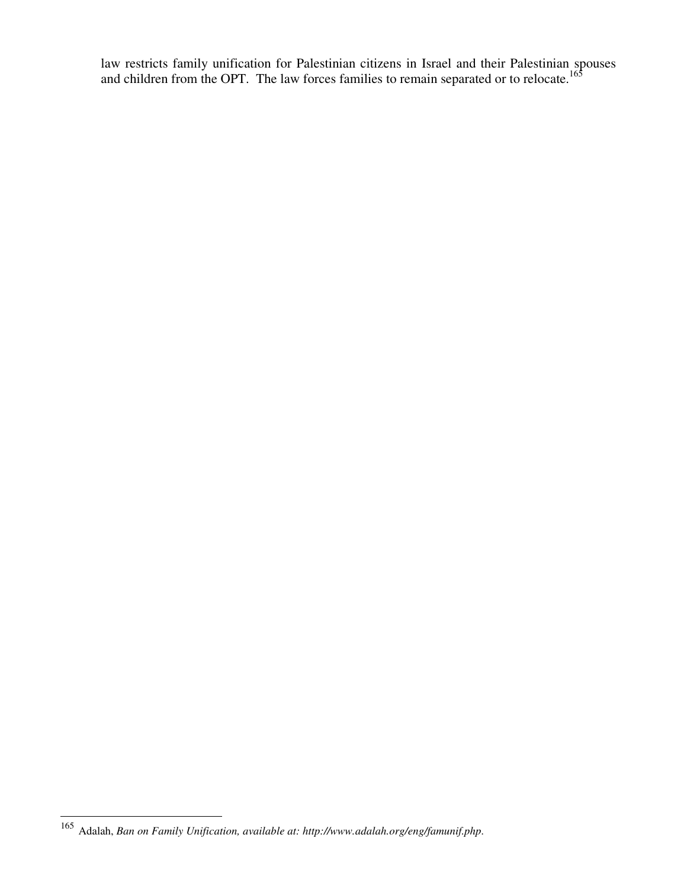law restricts family unification for Palestinian citizens in Israel and their Palestinian spouses and children from the OPT. The law forces families to remain separated or to relocate.[165]

---

[165] Adalah, *Ban on Family Unification, available at: http://www.adalah.org/eng/famunif.php*.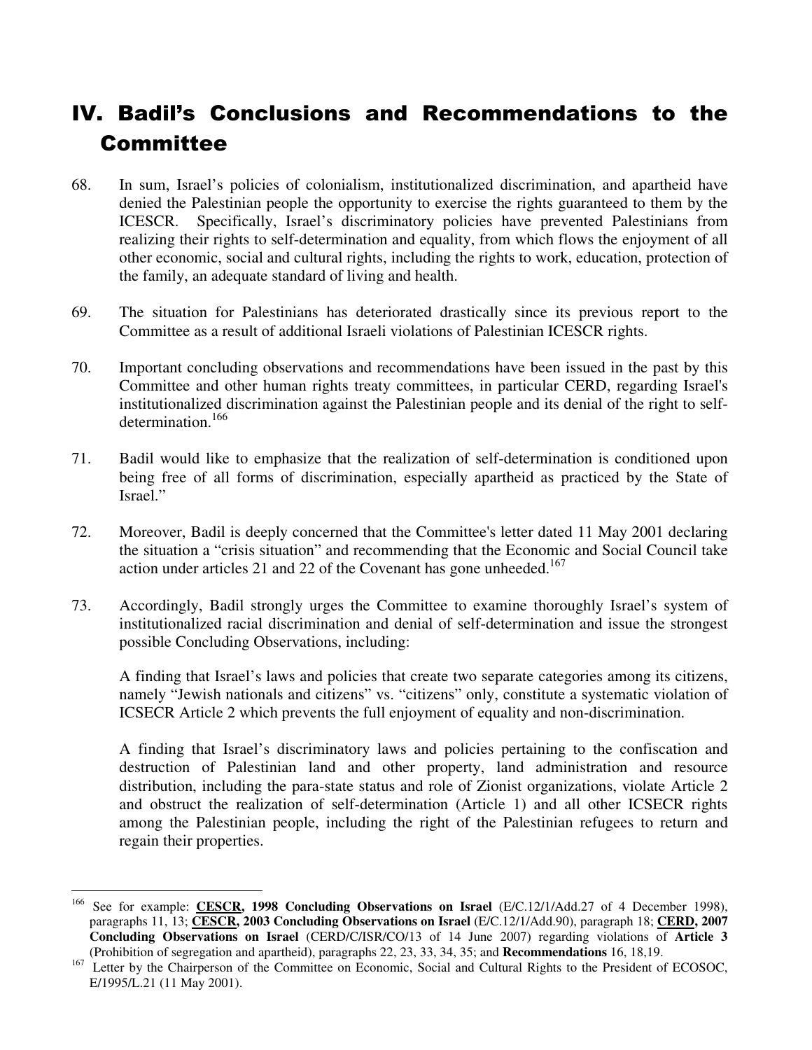# IV. Badil's Conclusions and Recommendations to the Committee

68. In sum, Israel's policies of colonialism, institutionalized discrimination, and apartheid have denied the Palestinian people the opportunity to exercise the rights guaranteed to them by the ICESCR. Specifically, Israel's discriminatory policies have prevented Palestinians from realizing their rights to self-determination and equality, from which flows the enjoyment of all other economic, social and cultural rights, including the rights to work, education, protection of the family, an adequate standard of living and health.

69. The situation for Palestinians has deteriorated drastically since its previous report to the Committee as a result of additional Israeli violations of Palestinian ICESCR rights.

70. Important concluding observations and recommendations have been issued in the past by this Committee and other human rights treaty committees, in particular CERD, regarding Israel's institutionalized discrimination against the Palestinian people and its denial of the right to self-determination.[166]

71. Badil would like to emphasize that the realization of self-determination is conditioned upon being free of all forms of discrimination, especially apartheid as practiced by the State of Israel."

72. Moreover, Badil is deeply concerned that the Committee's letter dated 11 May 2001 declaring the situation a "crisis situation" and recommending that the Economic and Social Council take action under articles 21 and 22 of the Covenant has gone unheeded.[167]

73. Accordingly, Badil strongly urges the Committee to examine thoroughly Israel's system of institutionalized racial discrimination and denial of self-determination and issue the strongest possible Concluding Observations, including:

A finding that Israel's laws and policies that create two separate categories among its citizens, namely "Jewish nationals and citizens" vs. "citizens" only, constitute a systematic violation of ICSECR Article 2 which prevents the full enjoyment of equality and non-discrimination.

A finding that Israel's discriminatory laws and policies pertaining to the confiscation and destruction of Palestinian land and other property, land administration and resource distribution, including the para-state status and role of Zionist organizations, violate Article 2 and obstruct the realization of self-determination (Article 1) and all other ICSECR rights among the Palestinian people, including the right of the Palestinian refugees to return and regain their properties.

---

[166] See for example: **CESCR, 1998 Concluding Observations on Israel** (E/C.12/1/Add.27 of 4 December 1998), paragraphs 11, 13; **CESCR, 2003 Concluding Observations on Israel** (E/C.12/1/Add.90), paragraph 18; **CERD, 2007 Concluding Observations on Israel** (CERD/C/ISR/CO/13 of 14 June 2007) regarding violations of **Article 3** (Prohibition of segregation and apartheid), paragraphs 22, 23, 33, 34, 35; and **Recommendations** 16, 18,19.

[167] Letter by the Chairperson of the Committee on Economic, Social and Cultural Rights to the President of ECOSOC, E/1995/L.21 (11 May 2001).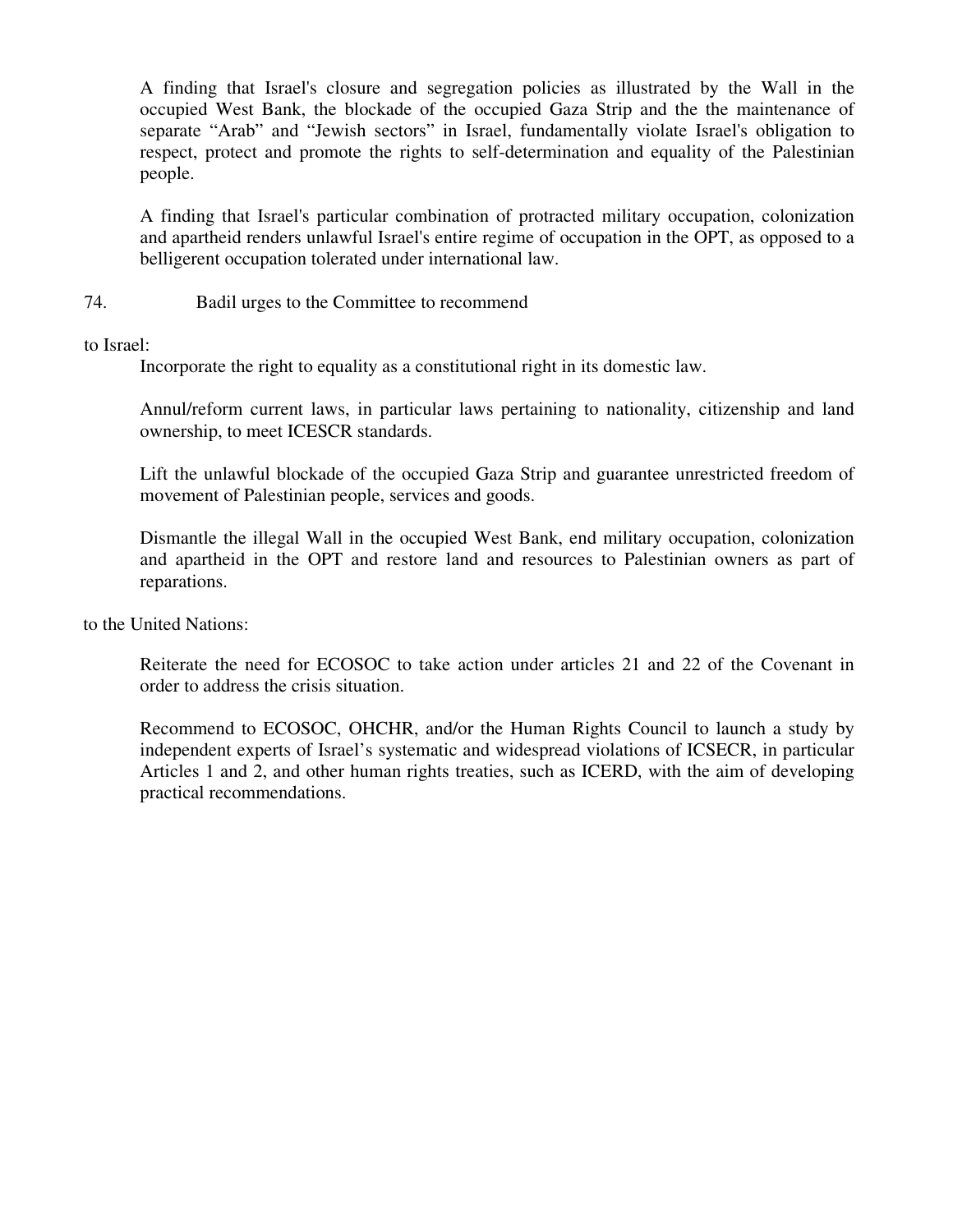A finding that Israel's closure and segregation policies as illustrated by the Wall in the occupied West Bank, the blockade of the occupied Gaza Strip and the the maintenance of separate “Arab” and “Jewish sectors” in Israel, fundamentally violate Israel's obligation to respect, protect and promote the rights to self-determination and equality of the Palestinian people.

A finding that Israel's particular combination of protracted military occupation, colonization and apartheid renders unlawful Israel's entire regime of occupation in the OPT, as opposed to a belligerent occupation tolerated under international law.

74. Badil urges to the Committee to recommend

to Israel:

Incorporate the right to equality as a constitutional right in its domestic law.

Annul/reform current laws, in particular laws pertaining to nationality, citizenship and land ownership, to meet ICESCR standards.

Lift the unlawful blockade of the occupied Gaza Strip and guarantee unrestricted freedom of movement of Palestinian people, services and goods.

Dismantle the illegal Wall in the occupied West Bank, end military occupation, colonization and apartheid in the OPT and restore land and resources to Palestinian owners as part of reparations.

to the United Nations:

Reiterate the need for ECOSOC to take action under articles 21 and 22 of the Covenant in order to address the crisis situation.

Recommend to ECOSOC, OHCHR, and/or the Human Rights Council to launch a study by independent experts of Israel’s systematic and widespread violations of ICSECR, in particular Articles 1 and 2, and other human rights treaties, such as ICERD, with the aim of developing practical recommendations.